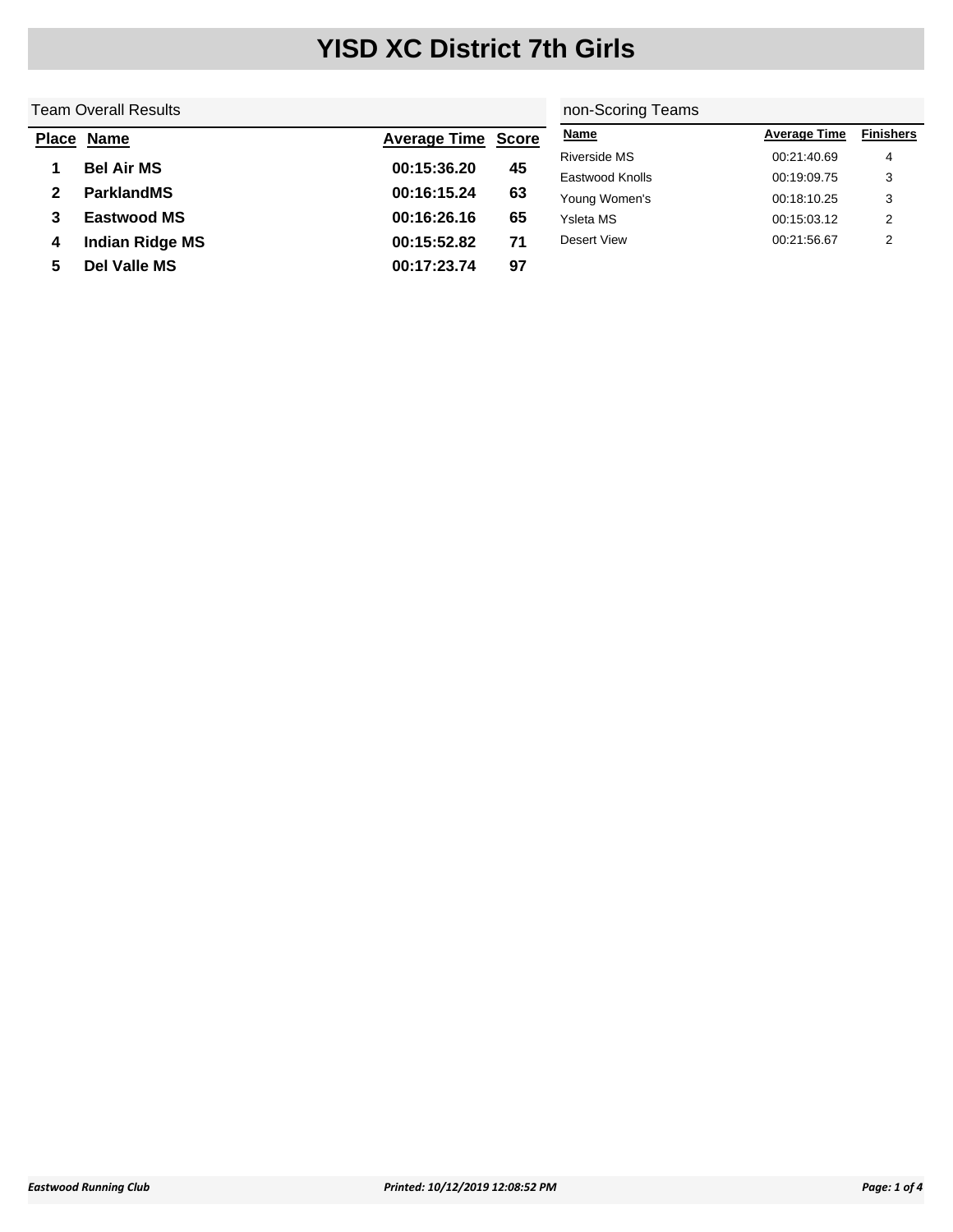# YISD XC District 7th Girls

## Team Overall Results

| Place | Name | Average Time | Score |
|---|---|---|---|
| 1 | Bel Air MS | 00:15:36.20 | 45 |
| 2 | ParklandMS | 00:16:15.24 | 63 |
| 3 | Eastwood MS | 00:16:26.16 | 65 |
| 4 | Indian Ridge MS | 00:15:52.82 | 71 |
| 5 | Del Valle MS | 00:17:23.74 | 97 |

## non-Scoring Teams

| Name | Average Time | Finishers |
|---|---|---|
| Riverside MS | 00:21:40.69 | 4 |
| Eastwood Knolls | 00:19:09.75 | 3 |
| Young Women's | 00:18:10.25 | 3 |
| Ysleta MS | 00:15:03.12 | 2 |
| Desert View | 00:21:56.67 | 2 |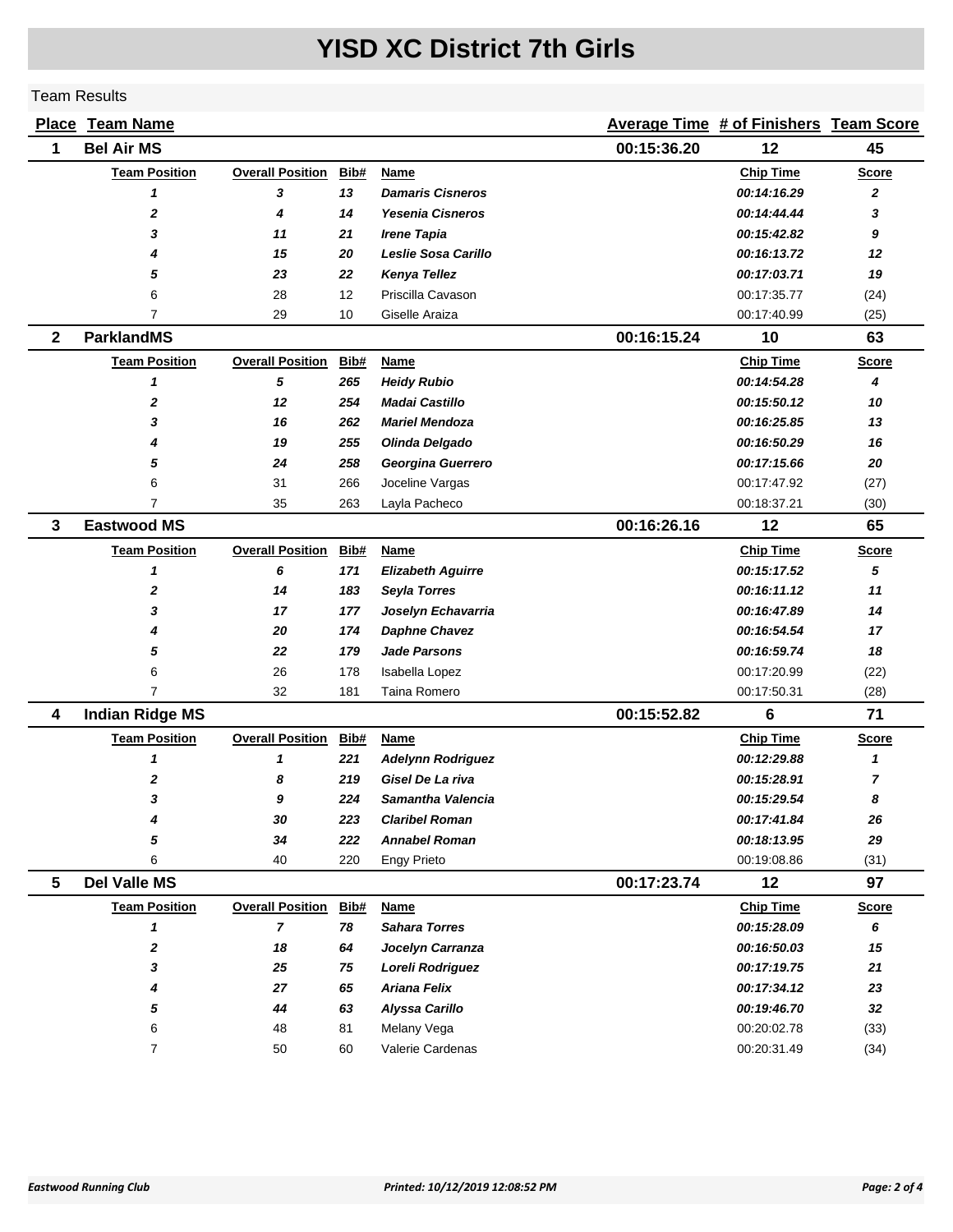# YISD XC District 7th Girls

Team Results

| Place | Team Name | | | | Average Time | # of Finishers | Team Score |
|---|---|---|---|---|---|---|---|
| 1 | **Bel Air MS** | | | | 00:15:36.20 | 12 | 45 |

| Team Position | Overall Position | Bib# | Name | Chip Time | Score |
|---|---|---|---|---|---|
| ***1*** | ***3*** | ***13*** | ***Damaris Cisneros*** | ***00:14:16.29*** | ***2*** |
| ***2*** | ***4*** | ***14*** | ***Yesenia Cisneros*** | ***00:14:44.44*** | ***3*** |
| ***3*** | ***11*** | ***21*** | ***Irene Tapia*** | ***00:15:42.82*** | ***9*** |
| ***4*** | ***15*** | ***20*** | ***Leslie Sosa Carillo*** | ***00:16:13.72*** | ***12*** |
| ***5*** | ***23*** | ***22*** | ***Kenya Tellez*** | ***00:17:03.71*** | ***19*** |
| 6 | 28 | 12 | Priscilla Cavason | 00:17:35.77 | (24) |
| 7 | 29 | 10 | Giselle Araiza | 00:17:40.99 | (25) |

| Place | Team Name | | | | Average Time | # of Finishers | Team Score |
|---|---|---|---|---|---|---|---|
| 2 | **ParklandMS** | | | | 00:16:15.24 | 10 | 63 |

| Team Position | Overall Position | Bib# | Name | Chip Time | Score |
|---|---|---|---|---|---|
| ***1*** | ***5*** | ***265*** | ***Heidy Rubio*** | ***00:14:54.28*** | ***4*** |
| ***2*** | ***12*** | ***254*** | ***Madai Castillo*** | ***00:15:50.12*** | ***10*** |
| ***3*** | ***16*** | ***262*** | ***Mariel Mendoza*** | ***00:16:25.85*** | ***13*** |
| ***4*** | ***19*** | ***255*** | ***Olinda Delgado*** | ***00:16:50.29*** | ***16*** |
| ***5*** | ***24*** | ***258*** | ***Georgina Guerrero*** | ***00:17:15.66*** | ***20*** |
| 6 | 31 | 266 | Joceline Vargas | 00:17:47.92 | (27) |
| 7 | 35 | 263 | Layla Pacheco | 00:18:37.21 | (30) |

| Place | Team Name | | | | Average Time | # of Finishers | Team Score |
|---|---|---|---|---|---|---|---|
| 3 | **Eastwood MS** | | | | 00:16:26.16 | 12 | 65 |

| Team Position | Overall Position | Bib# | Name | Chip Time | Score |
|---|---|---|---|---|---|
| ***1*** | ***6*** | ***171*** | ***Elizabeth Aguirre*** | ***00:15:17.52*** | ***5*** |
| ***2*** | ***14*** | ***183*** | ***Seyla Torres*** | ***00:16:11.12*** | ***11*** |
| ***3*** | ***17*** | ***177*** | ***Joselyn Echavarria*** | ***00:16:47.89*** | ***14*** |
| ***4*** | ***20*** | ***174*** | ***Daphne Chavez*** | ***00:16:54.54*** | ***17*** |
| ***5*** | ***22*** | ***179*** | ***Jade Parsons*** | ***00:16:59.74*** | ***18*** |
| 6 | 26 | 178 | Isabella Lopez | 00:17:20.99 | (22) |
| 7 | 32 | 181 | Taina Romero | 00:17:50.31 | (28) |

| Place | Team Name | | | | Average Time | # of Finishers | Team Score |
|---|---|---|---|---|---|---|---|
| 4 | **Indian Ridge MS** | | | | 00:15:52.82 | 6 | 71 |

| Team Position | Overall Position | Bib# | Name | Chip Time | Score |
|---|---|---|---|---|---|
| ***1*** | ***1*** | ***221*** | ***Adelynn Rodriguez*** | ***00:12:29.88*** | ***1*** |
| ***2*** | ***8*** | ***219*** | ***Gisel De La riva*** | ***00:15:28.91*** | ***7*** |
| ***3*** | ***9*** | ***224*** | ***Samantha Valencia*** | ***00:15:29.54*** | ***8*** |
| ***4*** | ***30*** | ***223*** | ***Claribel Roman*** | ***00:17:41.84*** | ***26*** |
| ***5*** | ***34*** | ***222*** | ***Annabel Roman*** | ***00:18:13.95*** | ***29*** |
| 6 | 40 | 220 | Engy Prieto | 00:19:08.86 | (31) |

| Place | Team Name | | | | Average Time | # of Finishers | Team Score |
|---|---|---|---|---|---|---|---|
| 5 | **Del Valle MS** | | | | 00:17:23.74 | 12 | 97 |

| Team Position | Overall Position | Bib# | Name | Chip Time | Score |
|---|---|---|---|---|---|
| ***1*** | ***7*** | ***78*** | ***Sahara Torres*** | ***00:15:28.09*** | ***6*** |
| ***2*** | ***18*** | ***64*** | ***Jocelyn Carranza*** | ***00:16:50.03*** | ***15*** |
| ***3*** | ***25*** | ***75*** | ***Loreli Rodriguez*** | ***00:17:19.75*** | ***21*** |
| ***4*** | ***27*** | ***65*** | ***Ariana Felix*** | ***00:17:34.12*** | ***23*** |
| ***5*** | ***44*** | ***63*** | ***Alyssa Carillo*** | ***00:19:46.70*** | ***32*** |
| 6 | 48 | 81 | Melany Vega | 00:20:02.78 | (33) |
| 7 | 50 | 60 | Valerie Cardenas | 00:20:31.49 | (34) |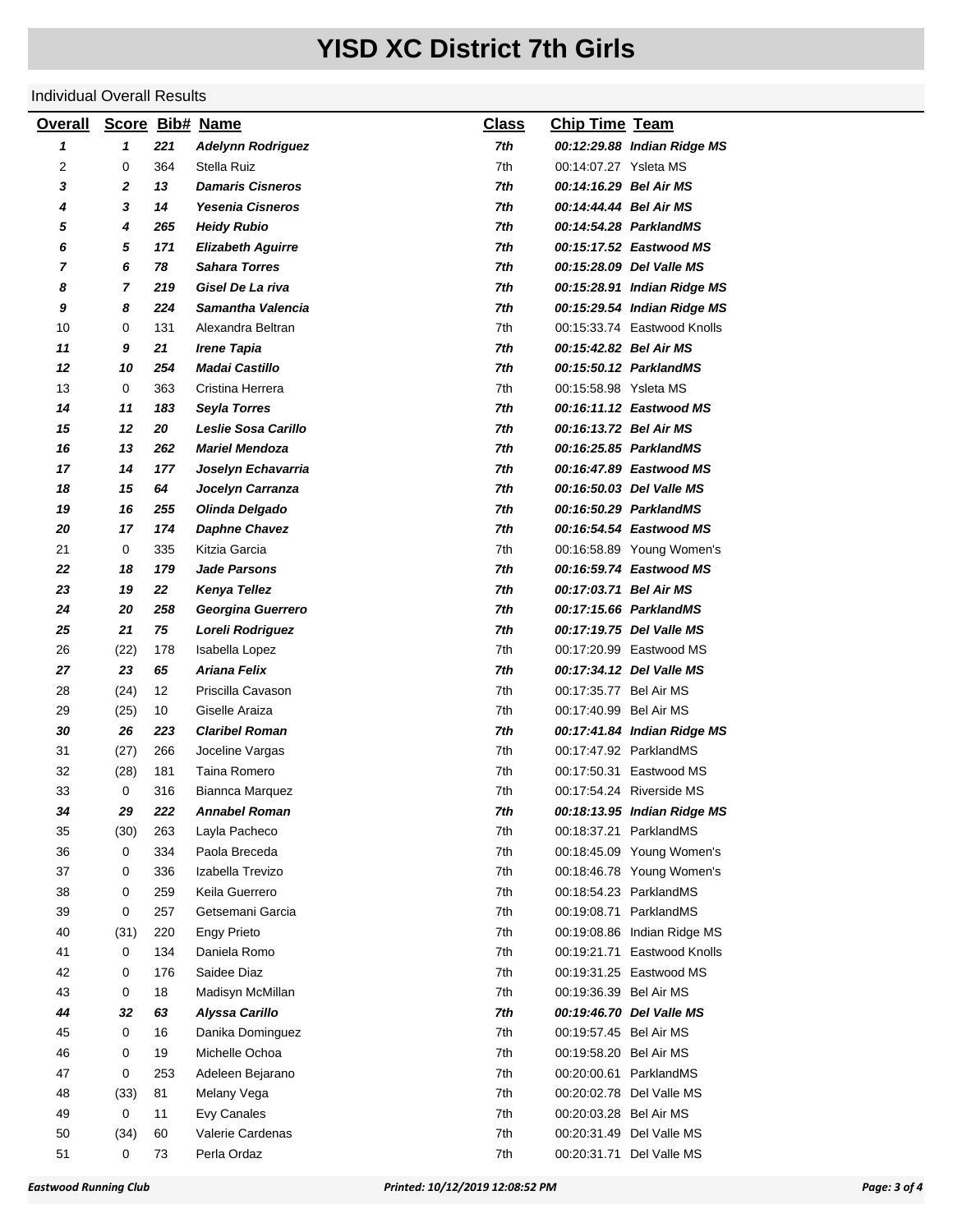# YISD XC District 7th Girls

Individual Overall Results

| Overall | Score | Bib# | Name | Class | Chip Time | Team |
|---|---|---|---|---|---|---|
| ***1*** | ***1*** | ***221*** | ***Adelynn Rodriguez*** | ***7th*** | ***00:12:29.88*** | ***Indian Ridge MS*** |
| 2 | 0 | 364 | Stella Ruiz | 7th | 00:14:07.27 | Ysleta MS |
| ***3*** | ***2*** | ***13*** | ***Damaris Cisneros*** | ***7th*** | ***00:14:16.29*** | ***Bel Air MS*** |
| ***4*** | ***3*** | ***14*** | ***Yesenia Cisneros*** | ***7th*** | ***00:14:44.44*** | ***Bel Air MS*** |
| ***5*** | ***4*** | ***265*** | ***Heidy Rubio*** | ***7th*** | ***00:14:54.28*** | ***ParklandMS*** |
| ***6*** | ***5*** | ***171*** | ***Elizabeth Aguirre*** | ***7th*** | ***00:15:17.52*** | ***Eastwood MS*** |
| ***7*** | ***6*** | ***78*** | ***Sahara Torres*** | ***7th*** | ***00:15:28.09*** | ***Del Valle MS*** |
| ***8*** | ***7*** | ***219*** | ***Gisel De La riva*** | ***7th*** | ***00:15:28.91*** | ***Indian Ridge MS*** |
| ***9*** | ***8*** | ***224*** | ***Samantha Valencia*** | ***7th*** | ***00:15:29.54*** | ***Indian Ridge MS*** |
| 10 | 0 | 131 | Alexandra Beltran | 7th | 00:15:33.74 | Eastwood Knolls |
| ***11*** | ***9*** | ***21*** | ***Irene Tapia*** | ***7th*** | ***00:15:42.82*** | ***Bel Air MS*** |
| ***12*** | ***10*** | ***254*** | ***Madai Castillo*** | ***7th*** | ***00:15:50.12*** | ***ParklandMS*** |
| 13 | 0 | 363 | Cristina Herrera | 7th | 00:15:58.98 | Ysleta MS |
| ***14*** | ***11*** | ***183*** | ***Seyla Torres*** | ***7th*** | ***00:16:11.12*** | ***Eastwood MS*** |
| ***15*** | ***12*** | ***20*** | ***Leslie Sosa Carillo*** | ***7th*** | ***00:16:13.72*** | ***Bel Air MS*** |
| ***16*** | ***13*** | ***262*** | ***Mariel Mendoza*** | ***7th*** | ***00:16:25.85*** | ***ParklandMS*** |
| ***17*** | ***14*** | ***177*** | ***Joselyn Echavarria*** | ***7th*** | ***00:16:47.89*** | ***Eastwood MS*** |
| ***18*** | ***15*** | ***64*** | ***Jocelyn Carranza*** | ***7th*** | ***00:16:50.03*** | ***Del Valle MS*** |
| ***19*** | ***16*** | ***255*** | ***Olinda Delgado*** | ***7th*** | ***00:16:50.29*** | ***ParklandMS*** |
| ***20*** | ***17*** | ***174*** | ***Daphne Chavez*** | ***7th*** | ***00:16:54.54*** | ***Eastwood MS*** |
| 21 | 0 | 335 | Kitzia Garcia | 7th | 00:16:58.89 | Young Women's |
| ***22*** | ***18*** | ***179*** | ***Jade Parsons*** | ***7th*** | ***00:16:59.74*** | ***Eastwood MS*** |
| ***23*** | ***19*** | ***22*** | ***Kenya Tellez*** | ***7th*** | ***00:17:03.71*** | ***Bel Air MS*** |
| ***24*** | ***20*** | ***258*** | ***Georgina Guerrero*** | ***7th*** | ***00:17:15.66*** | ***ParklandMS*** |
| ***25*** | ***21*** | ***75*** | ***Loreli Rodriguez*** | ***7th*** | ***00:17:19.75*** | ***Del Valle MS*** |
| 26 | (22) | 178 | Isabella Lopez | 7th | 00:17:20.99 | Eastwood MS |
| ***27*** | ***23*** | ***65*** | ***Ariana Felix*** | ***7th*** | ***00:17:34.12*** | ***Del Valle MS*** |
| 28 | (24) | 12 | Priscilla Cavason | 7th | 00:17:35.77 | Bel Air MS |
| 29 | (25) | 10 | Giselle Araiza | 7th | 00:17:40.99 | Bel Air MS |
| ***30*** | ***26*** | ***223*** | ***Claribel Roman*** | ***7th*** | ***00:17:41.84*** | ***Indian Ridge MS*** |
| 31 | (27) | 266 | Joceline Vargas | 7th | 00:17:47.92 | ParklandMS |
| 32 | (28) | 181 | Taina Romero | 7th | 00:17:50.31 | Eastwood MS |
| 33 | 0 | 316 | Biannca Marquez | 7th | 00:17:54.24 | Riverside MS |
| ***34*** | ***29*** | ***222*** | ***Annabel Roman*** | ***7th*** | ***00:18:13.95*** | ***Indian Ridge MS*** |
| 35 | (30) | 263 | Layla Pacheco | 7th | 00:18:37.21 | ParklandMS |
| 36 | 0 | 334 | Paola Breceda | 7th | 00:18:45.09 | Young Women's |
| 37 | 0 | 336 | Izabella Trevizo | 7th | 00:18:46.78 | Young Women's |
| 38 | 0 | 259 | Keila Guerrero | 7th | 00:18:54.23 | ParklandMS |
| 39 | 0 | 257 | Getsemani Garcia | 7th | 00:19:08.71 | ParklandMS |
| 40 | (31) | 220 | Engy Prieto | 7th | 00:19:08.86 | Indian Ridge MS |
| 41 | 0 | 134 | Daniela Romo | 7th | 00:19:21.71 | Eastwood Knolls |
| 42 | 0 | 176 | Saidee Diaz | 7th | 00:19:31.25 | Eastwood MS |
| 43 | 0 | 18 | Madisyn McMillan | 7th | 00:19:36.39 | Bel Air MS |
| ***44*** | ***32*** | ***63*** | ***Alyssa Carillo*** | ***7th*** | ***00:19:46.70*** | ***Del Valle MS*** |
| 45 | 0 | 16 | Danika Dominguez | 7th | 00:19:57.45 | Bel Air MS |
| 46 | 0 | 19 | Michelle Ochoa | 7th | 00:19:58.20 | Bel Air MS |
| 47 | 0 | 253 | Adeleen Bejarano | 7th | 00:20:00.61 | ParklandMS |
| 48 | (33) | 81 | Melany Vega | 7th | 00:20:02.78 | Del Valle MS |
| 49 | 0 | 11 | Evy Canales | 7th | 00:20:03.28 | Bel Air MS |
| 50 | (34) | 60 | Valerie Cardenas | 7th | 00:20:31.49 | Del Valle MS |
| 51 | 0 | 73 | Perla Ordaz | 7th | 00:20:31.71 | Del Valle MS |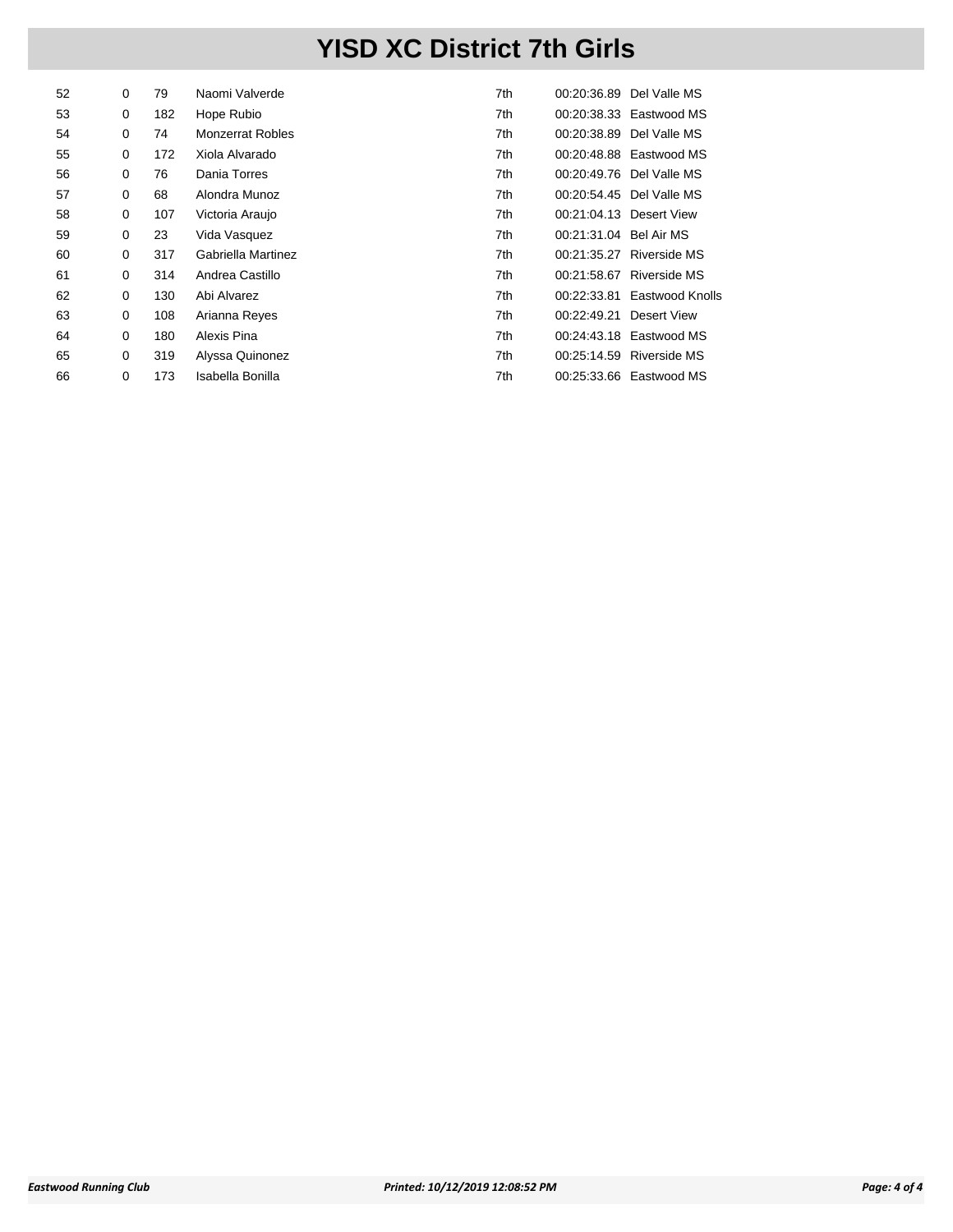# YISD XC District 7th Girls

| | | | | | | |
|---|---|---|---|---|---|---|
| 52 | 0 | 79 | Naomi Valverde | 7th | 00:20:36.89 | Del Valle MS |
| 53 | 0 | 182 | Hope Rubio | 7th | 00:20:38.33 | Eastwood MS |
| 54 | 0 | 74 | Monzerrat Robles | 7th | 00:20:38.89 | Del Valle MS |
| 55 | 0 | 172 | Xiola Alvarado | 7th | 00:20:48.88 | Eastwood MS |
| 56 | 0 | 76 | Dania Torres | 7th | 00:20:49.76 | Del Valle MS |
| 57 | 0 | 68 | Alondra Munoz | 7th | 00:20:54.45 | Del Valle MS |
| 58 | 0 | 107 | Victoria Araujo | 7th | 00:21:04.13 | Desert View |
| 59 | 0 | 23 | Vida Vasquez | 7th | 00:21:31.04 | Bel Air MS |
| 60 | 0 | 317 | Gabriella Martinez | 7th | 00:21:35.27 | Riverside MS |
| 61 | 0 | 314 | Andrea Castillo | 7th | 00:21:58.67 | Riverside MS |
| 62 | 0 | 130 | Abi Alvarez | 7th | 00:22:33.81 | Eastwood Knolls |
| 63 | 0 | 108 | Arianna Reyes | 7th | 00:22:49.21 | Desert View |
| 64 | 0 | 180 | Alexis Pina | 7th | 00:24:43.18 | Eastwood MS |
| 65 | 0 | 319 | Alyssa Quinonez | 7th | 00:25:14.59 | Riverside MS |
| 66 | 0 | 173 | Isabella Bonilla | 7th | 00:25:33.66 | Eastwood MS |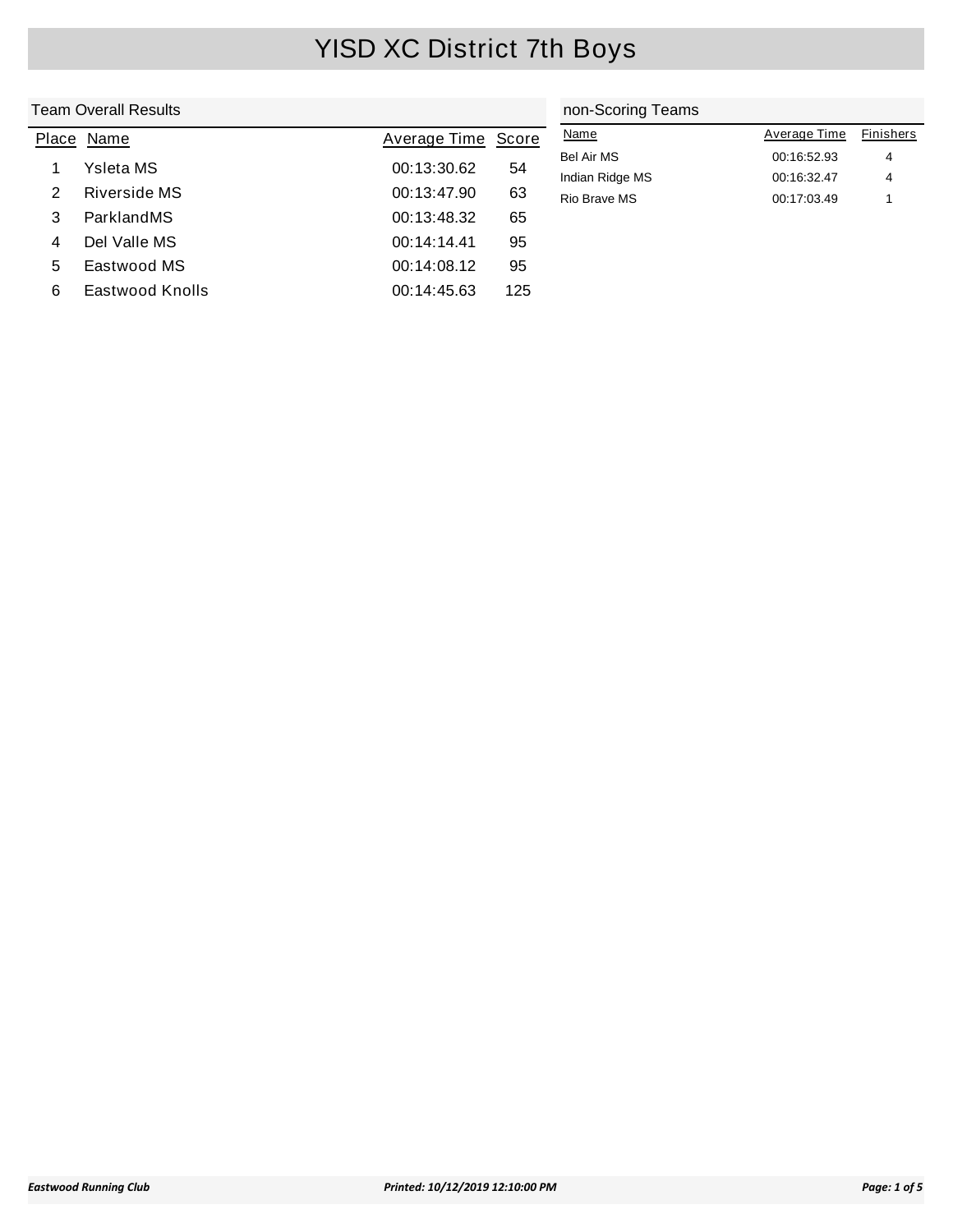# YISD XC District 7th Boys

## Team Overall Results

| Place | Name | Average Time | Score |
|---|---|---|---|
| 1 | Ysleta MS | 00:13:30.62 | 54 |
| 2 | Riverside MS | 00:13:47.90 | 63 |
| 3 | ParklandMS | 00:13:48.32 | 65 |
| 4 | Del Valle MS | 00:14:14.41 | 95 |
| 5 | Eastwood MS | 00:14:08.12 | 95 |
| 6 | Eastwood Knolls | 00:14:45.63 | 125 |

## non-Scoring Teams

| Name | Average Time | Finishers |
|---|---|---|
| Bel Air MS | 00:16:52.93 | 4 |
| Indian Ridge MS | 00:16:32.47 | 4 |
| Rio Brave MS | 00:17:03.49 | 1 |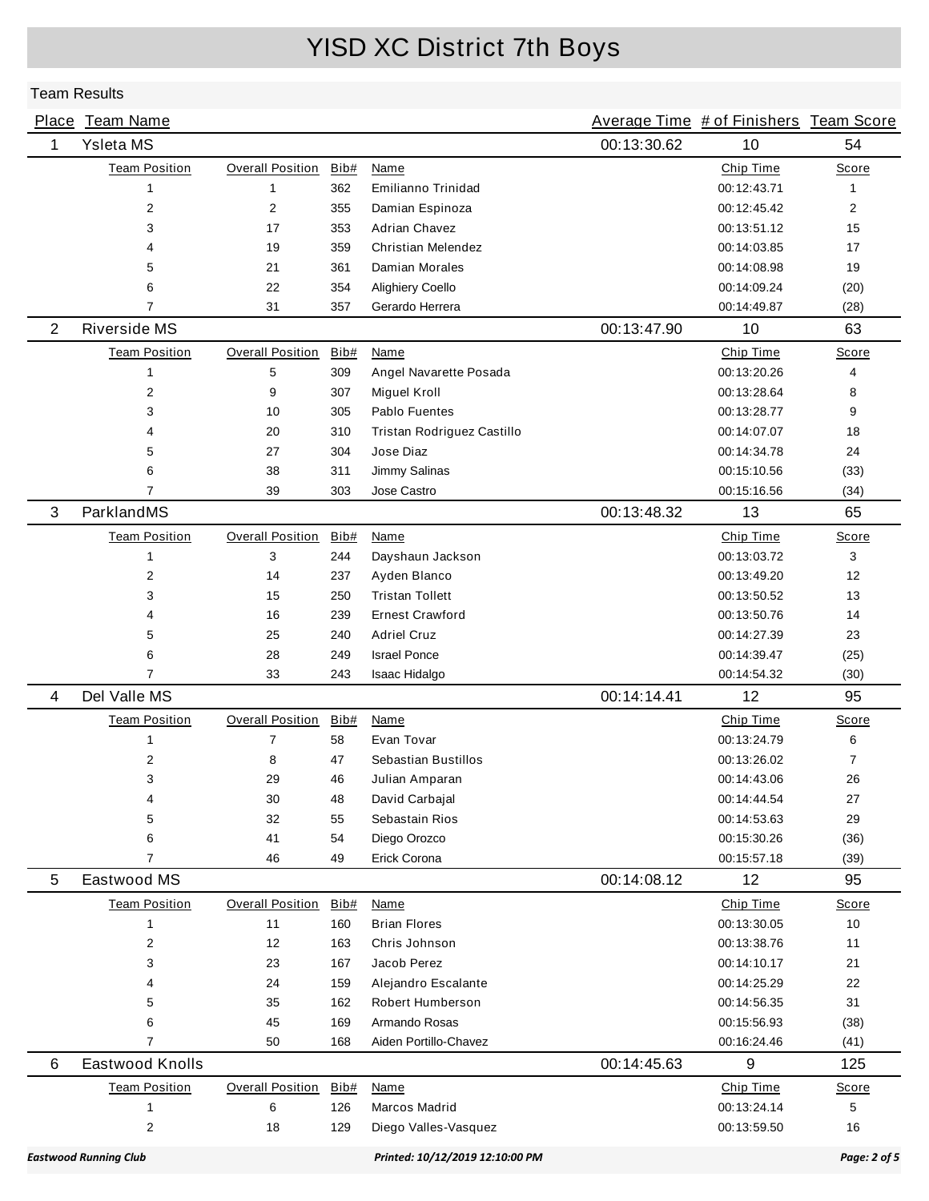# YISD XC District 7th Boys

## Team Results

| Place | Team Name | Average Time | # of Finishers | Team Score |
|---|---|---|---|---|
| 1 | Ysleta MS | 00:13:30.62 | 10 | 54 |

| Team Position | Overall Position | Bib# | Name | Chip Time | Score |
|---|---|---|---|---|---|
| 1 | 1 | 362 | Emilianno Trinidad | 00:12:43.71 | 1 |
| 2 | 2 | 355 | Damian Espinoza | 00:12:45.42 | 2 |
| 3 | 17 | 353 | Adrian Chavez | 00:13:51.12 | 15 |
| 4 | 19 | 359 | Christian Melendez | 00:14:03.85 | 17 |
| 5 | 21 | 361 | Damian Morales | 00:14:08.98 | 19 |
| 6 | 22 | 354 | Alighiery Coello | 00:14:09.24 | (20) |
| 7 | 31 | 357 | Gerardo Herrera | 00:14:49.87 | (28) |

| Place | Team Name | Average Time | # of Finishers | Team Score |
|---|---|---|---|---|
| 2 | Riverside MS | 00:13:47.90 | 10 | 63 |

| Team Position | Overall Position | Bib# | Name | Chip Time | Score |
|---|---|---|---|---|---|
| 1 | 5 | 309 | Angel Navarette Posada | 00:13:20.26 | 4 |
| 2 | 9 | 307 | Miguel Kroll | 00:13:28.64 | 8 |
| 3 | 10 | 305 | Pablo Fuentes | 00:13:28.77 | 9 |
| 4 | 20 | 310 | Tristan Rodriguez Castillo | 00:14:07.07 | 18 |
| 5 | 27 | 304 | Jose Diaz | 00:14:34.78 | 24 |
| 6 | 38 | 311 | Jimmy Salinas | 00:15:10.56 | (33) |
| 7 | 39 | 303 | Jose Castro | 00:15:16.56 | (34) |

| Place | Team Name | Average Time | # of Finishers | Team Score |
|---|---|---|---|---|
| 3 | ParklandMS | 00:13:48.32 | 13 | 65 |

| Team Position | Overall Position | Bib# | Name | Chip Time | Score |
|---|---|---|---|---|---|
| 1 | 3 | 244 | Dayshaun Jackson | 00:13:03.72 | 3 |
| 2 | 14 | 237 | Ayden Blanco | 00:13:49.20 | 12 |
| 3 | 15 | 250 | Tristan Tollett | 00:13:50.52 | 13 |
| 4 | 16 | 239 | Ernest Crawford | 00:13:50.76 | 14 |
| 5 | 25 | 240 | Adriel Cruz | 00:14:27.39 | 23 |
| 6 | 28 | 249 | Israel Ponce | 00:14:39.47 | (25) |
| 7 | 33 | 243 | Isaac Hidalgo | 00:14:54.32 | (30) |

| Place | Team Name | Average Time | # of Finishers | Team Score |
|---|---|---|---|---|
| 4 | Del Valle MS | 00:14:14.41 | 12 | 95 |

| Team Position | Overall Position | Bib# | Name | Chip Time | Score |
|---|---|---|---|---|---|
| 1 | 7 | 58 | Evan Tovar | 00:13:24.79 | 6 |
| 2 | 8 | 47 | Sebastian Bustillos | 00:13:26.02 | 7 |
| 3 | 29 | 46 | Julian Amparan | 00:14:43.06 | 26 |
| 4 | 30 | 48 | David Carbajal | 00:14:44.54 | 27 |
| 5 | 32 | 55 | Sebastain Rios | 00:14:53.63 | 29 |
| 6 | 41 | 54 | Diego Orozco | 00:15:30.26 | (36) |
| 7 | 46 | 49 | Erick Corona | 00:15:57.18 | (39) |

| Place | Team Name | Average Time | # of Finishers | Team Score |
|---|---|---|---|---|
| 5 | Eastwood MS | 00:14:08.12 | 12 | 95 |

| Team Position | Overall Position | Bib# | Name | Chip Time | Score |
|---|---|---|---|---|---|
| 1 | 11 | 160 | Brian Flores | 00:13:30.05 | 10 |
| 2 | 12 | 163 | Chris Johnson | 00:13:38.76 | 11 |
| 3 | 23 | 167 | Jacob Perez | 00:14:10.17 | 21 |
| 4 | 24 | 159 | Alejandro Escalante | 00:14:25.29 | 22 |
| 5 | 35 | 162 | Robert Humberson | 00:14:56.35 | 31 |
| 6 | 45 | 169 | Armando Rosas | 00:15:56.93 | (38) |
| 7 | 50 | 168 | Aiden Portillo-Chavez | 00:16:24.46 | (41) |

| Place | Team Name | Average Time | # of Finishers | Team Score |
|---|---|---|---|---|
| 6 | Eastwood Knolls | 00:14:45.63 | 9 | 125 |

| Team Position | Overall Position | Bib# | Name | Chip Time | Score |
|---|---|---|---|---|---|
| 1 | 6 | 126 | Marcos Madrid | 00:13:24.14 | 5 |
| 2 | 18 | 129 | Diego Valles-Vasquez | 00:13:59.50 | 16 |

*Eastwood Running Club* *Printed: 10/12/2019 12:10:00 PM*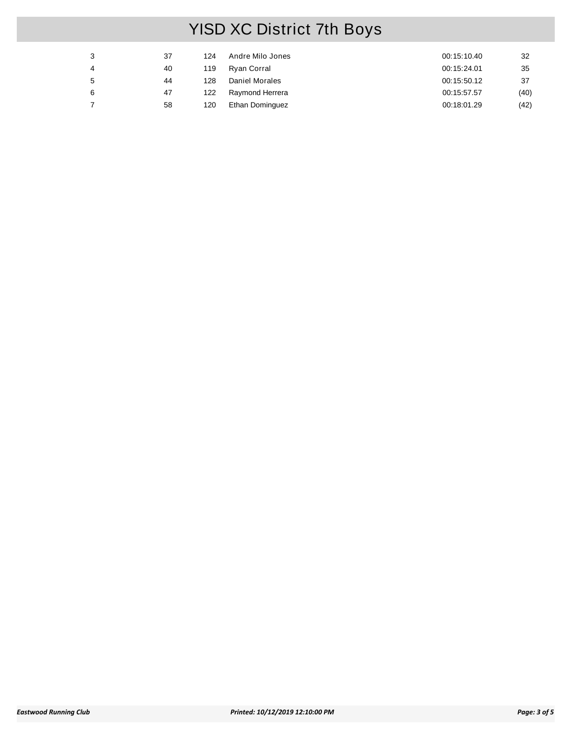# YISD XC District 7th Boys

| | | | | | |
|---|---|---|---|---|---|
| 3 | 37 | 124 | Andre Milo Jones | 00:15:10.40 | 32 |
| 4 | 40 | 119 | Ryan Corral | 00:15:24.01 | 35 |
| 5 | 44 | 128 | Daniel Morales | 00:15:50.12 | 37 |
| 6 | 47 | 122 | Raymond Herrera | 00:15:57.57 | (40) |
| 7 | 58 | 120 | Ethan Dominguez | 00:18:01.29 | (42) |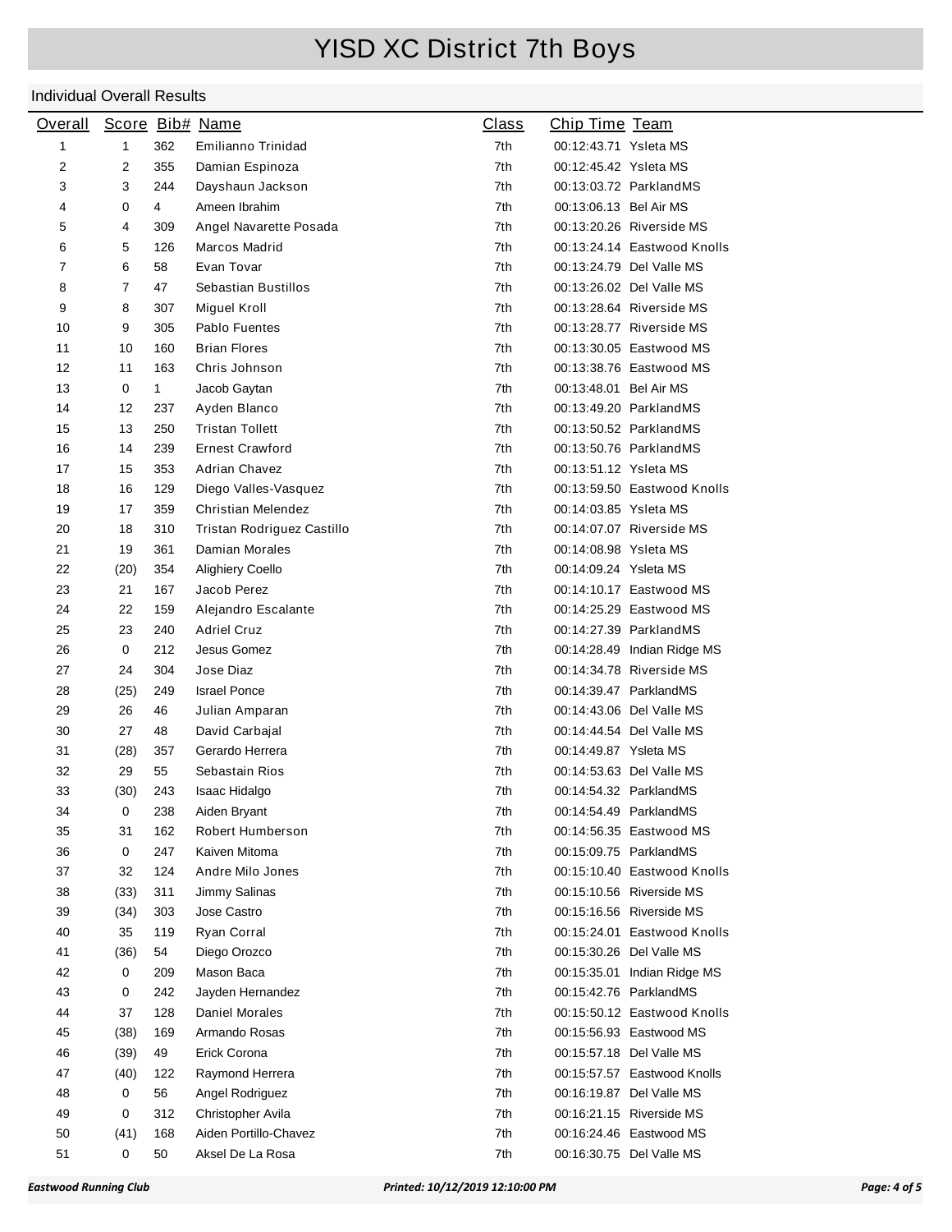# YISD XC District 7th Boys

## Individual Overall Results

| Overall | Score | Bib# | Name | Class | Chip Time | Team |
|---|---|---|---|---|---|---|
| 1 | 1 | 362 | Emilianno Trinidad | 7th | 00:12:43.71 | Ysleta MS |
| 2 | 2 | 355 | Damian Espinoza | 7th | 00:12:45.42 | Ysleta MS |
| 3 | 3 | 244 | Dayshaun Jackson | 7th | 00:13:03.72 | ParklandMS |
| 4 | 0 | 4 | Ameen Ibrahim | 7th | 00:13:06.13 | Bel Air MS |
| 5 | 4 | 309 | Angel Navarette Posada | 7th | 00:13:20.26 | Riverside MS |
| 6 | 5 | 126 | Marcos Madrid | 7th | 00:13:24.14 | Eastwood Knolls |
| 7 | 6 | 58 | Evan Tovar | 7th | 00:13:24.79 | Del Valle MS |
| 8 | 7 | 47 | Sebastian Bustillos | 7th | 00:13:26.02 | Del Valle MS |
| 9 | 8 | 307 | Miguel Kroll | 7th | 00:13:28.64 | Riverside MS |
| 10 | 9 | 305 | Pablo Fuentes | 7th | 00:13:28.77 | Riverside MS |
| 11 | 10 | 160 | Brian Flores | 7th | 00:13:30.05 | Eastwood MS |
| 12 | 11 | 163 | Chris Johnson | 7th | 00:13:38.76 | Eastwood MS |
| 13 | 0 | 1 | Jacob Gaytan | 7th | 00:13:48.01 | Bel Air MS |
| 14 | 12 | 237 | Ayden Blanco | 7th | 00:13:49.20 | ParklandMS |
| 15 | 13 | 250 | Tristan Tollett | 7th | 00:13:50.52 | ParklandMS |
| 16 | 14 | 239 | Ernest Crawford | 7th | 00:13:50.76 | ParklandMS |
| 17 | 15 | 353 | Adrian Chavez | 7th | 00:13:51.12 | Ysleta MS |
| 18 | 16 | 129 | Diego Valles-Vasquez | 7th | 00:13:59.50 | Eastwood Knolls |
| 19 | 17 | 359 | Christian Melendez | 7th | 00:14:03.85 | Ysleta MS |
| 20 | 18 | 310 | Tristan Rodriguez Castillo | 7th | 00:14:07.07 | Riverside MS |
| 21 | 19 | 361 | Damian Morales | 7th | 00:14:08.98 | Ysleta MS |
| 22 | (20) | 354 | Alighiery Coello | 7th | 00:14:09.24 | Ysleta MS |
| 23 | 21 | 167 | Jacob Perez | 7th | 00:14:10.17 | Eastwood MS |
| 24 | 22 | 159 | Alejandro Escalante | 7th | 00:14:25.29 | Eastwood MS |
| 25 | 23 | 240 | Adriel Cruz | 7th | 00:14:27.39 | ParklandMS |
| 26 | 0 | 212 | Jesus Gomez | 7th | 00:14:28.49 | Indian Ridge MS |
| 27 | 24 | 304 | Jose Diaz | 7th | 00:14:34.78 | Riverside MS |
| 28 | (25) | 249 | Israel Ponce | 7th | 00:14:39.47 | ParklandMS |
| 29 | 26 | 46 | Julian Amparan | 7th | 00:14:43.06 | Del Valle MS |
| 30 | 27 | 48 | David Carbajal | 7th | 00:14:44.54 | Del Valle MS |
| 31 | (28) | 357 | Gerardo Herrera | 7th | 00:14:49.87 | Ysleta MS |
| 32 | 29 | 55 | Sebastain Rios | 7th | 00:14:53.63 | Del Valle MS |
| 33 | (30) | 243 | Isaac Hidalgo | 7th | 00:14:54.32 | ParklandMS |
| 34 | 0 | 238 | Aiden Bryant | 7th | 00:14:54.49 | ParklandMS |
| 35 | 31 | 162 | Robert Humberson | 7th | 00:14:56.35 | Eastwood MS |
| 36 | 0 | 247 | Kaiven Mitoma | 7th | 00:15:09.75 | ParklandMS |
| 37 | 32 | 124 | Andre Milo Jones | 7th | 00:15:10.40 | Eastwood Knolls |
| 38 | (33) | 311 | Jimmy Salinas | 7th | 00:15:10.56 | Riverside MS |
| 39 | (34) | 303 | Jose Castro | 7th | 00:15:16.56 | Riverside MS |
| 40 | 35 | 119 | Ryan Corral | 7th | 00:15:24.01 | Eastwood Knolls |
| 41 | (36) | 54 | Diego Orozco | 7th | 00:15:30.26 | Del Valle MS |
| 42 | 0 | 209 | Mason Baca | 7th | 00:15:35.01 | Indian Ridge MS |
| 43 | 0 | 242 | Jayden Hernandez | 7th | 00:15:42.76 | ParklandMS |
| 44 | 37 | 128 | Daniel Morales | 7th | 00:15:50.12 | Eastwood Knolls |
| 45 | (38) | 169 | Armando Rosas | 7th | 00:15:56.93 | Eastwood MS |
| 46 | (39) | 49 | Erick Corona | 7th | 00:15:57.18 | Del Valle MS |
| 47 | (40) | 122 | Raymond Herrera | 7th | 00:15:57.57 | Eastwood Knolls |
| 48 | 0 | 56 | Angel Rodriguez | 7th | 00:16:19.87 | Del Valle MS |
| 49 | 0 | 312 | Christopher Avila | 7th | 00:16:21.15 | Riverside MS |
| 50 | (41) | 168 | Aiden Portillo-Chavez | 7th | 00:16:24.46 | Eastwood MS |
| 51 | 0 | 50 | Aksel De La Rosa | 7th | 00:16:30.75 | Del Valle MS |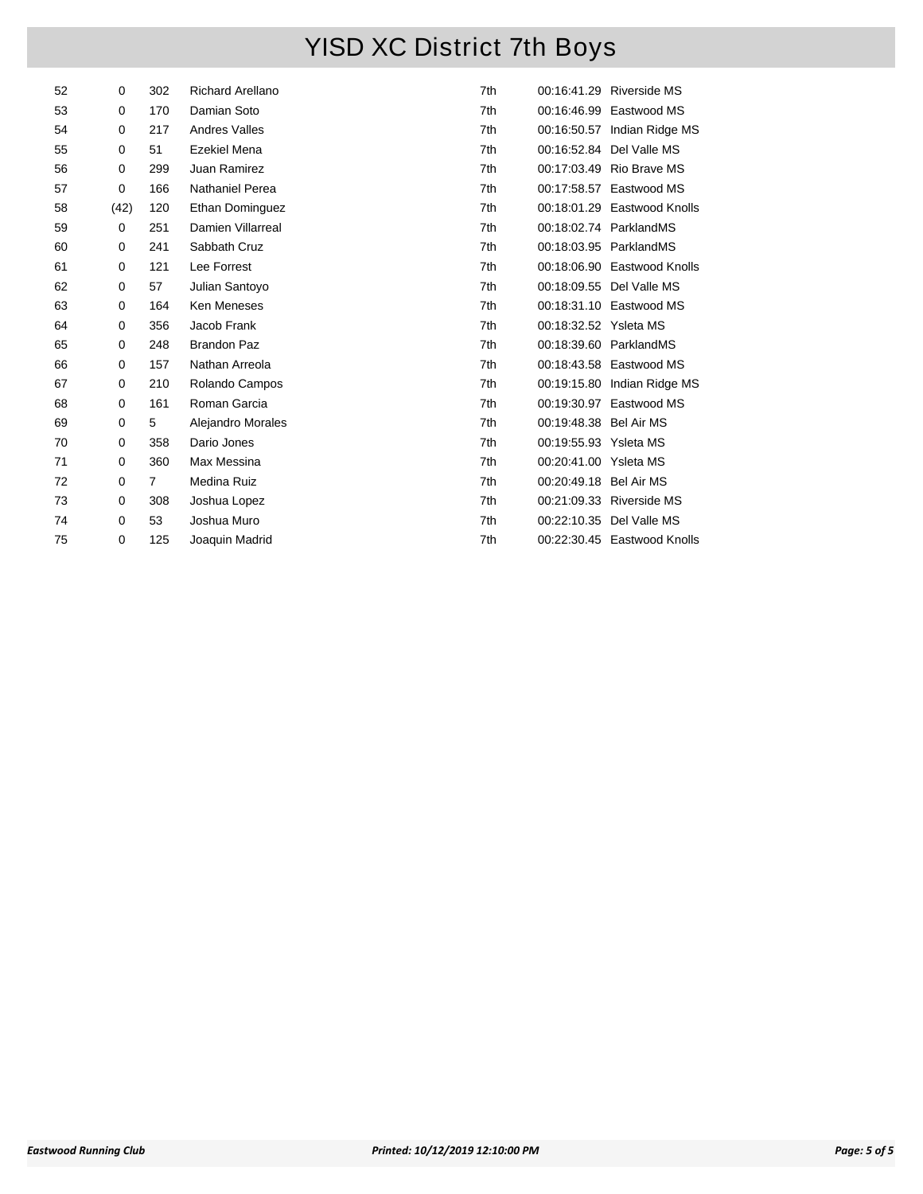# YISD XC District 7th Boys

| | | | | | | |
|---|---|---|---|---|---|---|
| 52 | 0 | 302 | Richard Arellano | 7th | 00:16:41.29 | Riverside MS |
| 53 | 0 | 170 | Damian Soto | 7th | 00:16:46.99 | Eastwood MS |
| 54 | 0 | 217 | Andres Valles | 7th | 00:16:50.57 | Indian Ridge MS |
| 55 | 0 | 51 | Ezekiel Mena | 7th | 00:16:52.84 | Del Valle MS |
| 56 | 0 | 299 | Juan Ramirez | 7th | 00:17:03.49 | Rio Brave MS |
| 57 | 0 | 166 | Nathaniel Perea | 7th | 00:17:58.57 | Eastwood MS |
| 58 | (42) | 120 | Ethan Dominguez | 7th | 00:18:01.29 | Eastwood Knolls |
| 59 | 0 | 251 | Damien Villarreal | 7th | 00:18:02.74 | ParklandMS |
| 60 | 0 | 241 | Sabbath Cruz | 7th | 00:18:03.95 | ParklandMS |
| 61 | 0 | 121 | Lee Forrest | 7th | 00:18:06.90 | Eastwood Knolls |
| 62 | 0 | 57 | Julian Santoyo | 7th | 00:18:09.55 | Del Valle MS |
| 63 | 0 | 164 | Ken Meneses | 7th | 00:18:31.10 | Eastwood MS |
| 64 | 0 | 356 | Jacob Frank | 7th | 00:18:32.52 | Ysleta MS |
| 65 | 0 | 248 | Brandon Paz | 7th | 00:18:39.60 | ParklandMS |
| 66 | 0 | 157 | Nathan Arreola | 7th | 00:18:43.58 | Eastwood MS |
| 67 | 0 | 210 | Rolando Campos | 7th | 00:19:15.80 | Indian Ridge MS |
| 68 | 0 | 161 | Roman Garcia | 7th | 00:19:30.97 | Eastwood MS |
| 69 | 0 | 5 | Alejandro Morales | 7th | 00:19:48.38 | Bel Air MS |
| 70 | 0 | 358 | Dario Jones | 7th | 00:19:55.93 | Ysleta MS |
| 71 | 0 | 360 | Max Messina | 7th | 00:20:41.00 | Ysleta MS |
| 72 | 0 | 7 | Medina Ruiz | 7th | 00:20:49.18 | Bel Air MS |
| 73 | 0 | 308 | Joshua Lopez | 7th | 00:21:09.33 | Riverside MS |
| 74 | 0 | 53 | Joshua Muro | 7th | 00:22:10.35 | Del Valle MS |
| 75 | 0 | 125 | Joaquin Madrid | 7th | 00:22:30.45 | Eastwood Knolls |

*Eastwood Running Club* *Printed: 10/12/2019 12:10:00 PM*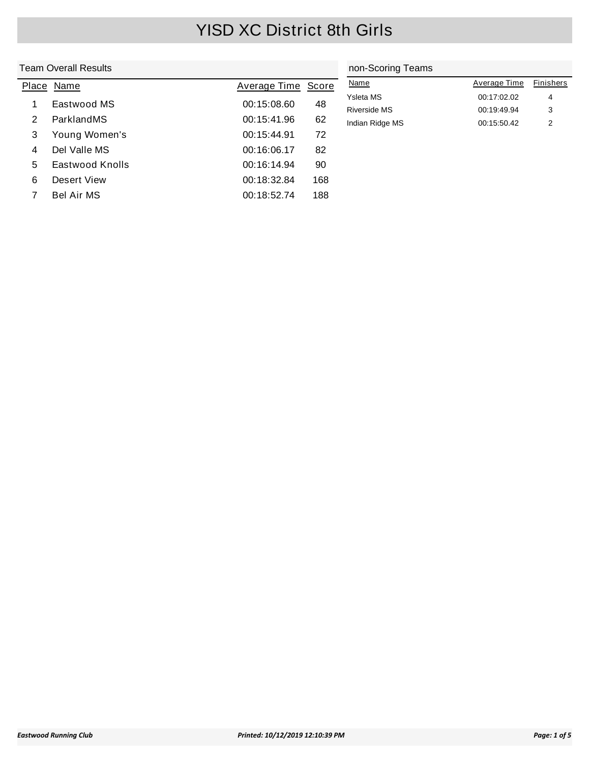# YISD XC District 8th Girls

## Team Overall Results

| Place | Name | Average Time | Score |
|---|---|---|---|
| 1 | Eastwood MS | 00:15:08.60 | 48 |
| 2 | ParklandMS | 00:15:41.96 | 62 |
| 3 | Young Women's | 00:15:44.91 | 72 |
| 4 | Del Valle MS | 00:16:06.17 | 82 |
| 5 | Eastwood Knolls | 00:16:14.94 | 90 |
| 6 | Desert View | 00:18:32.84 | 168 |
| 7 | Bel Air MS | 00:18:52.74 | 188 |

## non-Scoring Teams

| Name | Average Time | Finishers |
|---|---|---|
| Ysleta MS | 00:17:02.02 | 4 |
| Riverside MS | 00:19:49.94 | 3 |
| Indian Ridge MS | 00:15:50.42 | 2 |

*Eastwood Running Club* *Printed: 10/12/2019 12:10:39 PM*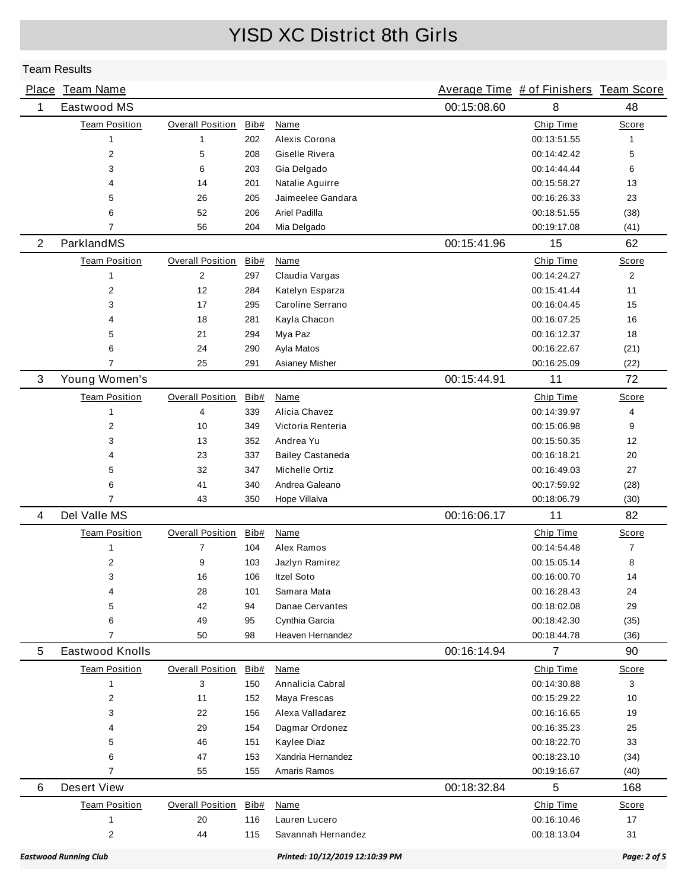# YISD XC District 8th Girls

## Team Results

| Place | Team Name | | | | Average Time | # of Finishers | Team Score |
|---|---|---|---|---|---|---|---|
| 1 | Eastwood MS | | | | 00:15:08.60 | 8 | 48 |
| | Team Position | Overall Position | Bib# | Name | | Chip Time | Score |
| | 1 | 1 | 202 | Alexis Corona | | 00:13:51.55 | 1 |
| | 2 | 5 | 208 | Giselle Rivera | | 00:14:42.42 | 5 |
| | 3 | 6 | 203 | Gia Delgado | | 00:14:44.44 | 6 |
| | 4 | 14 | 201 | Natalie Aguirre | | 00:15:58.27 | 13 |
| | 5 | 26 | 205 | Jaimeelee Gandara | | 00:16:26.33 | 23 |
| | 6 | 52 | 206 | Ariel Padilla | | 00:18:51.55 | (38) |
| | 7 | 56 | 204 | Mia Delgado | | 00:19:17.08 | (41) |
| 2 | ParklandMS | | | | 00:15:41.96 | 15 | 62 |
| | Team Position | Overall Position | Bib# | Name | | Chip Time | Score |
| | 1 | 2 | 297 | Claudia Vargas | | 00:14:24.27 | 2 |
| | 2 | 12 | 284 | Katelyn Esparza | | 00:15:41.44 | 11 |
| | 3 | 17 | 295 | Caroline Serrano | | 00:16:04.45 | 15 |
| | 4 | 18 | 281 | Kayla Chacon | | 00:16:07.25 | 16 |
| | 5 | 21 | 294 | Mya Paz | | 00:16:12.37 | 18 |
| | 6 | 24 | 290 | Ayla Matos | | 00:16:22.67 | (21) |
| | 7 | 25 | 291 | Asianey Misher | | 00:16:25.09 | (22) |
| 3 | Young Women's | | | | 00:15:44.91 | 11 | 72 |
| | Team Position | Overall Position | Bib# | Name | | Chip Time | Score |
| | 1 | 4 | 339 | Alicia Chavez | | 00:14:39.97 | 4 |
| | 2 | 10 | 349 | Victoria Renteria | | 00:15:06.98 | 9 |
| | 3 | 13 | 352 | Andrea Yu | | 00:15:50.35 | 12 |
| | 4 | 23 | 337 | Bailey Castaneda | | 00:16:18.21 | 20 |
| | 5 | 32 | 347 | Michelle Ortiz | | 00:16:49.03 | 27 |
| | 6 | 41 | 340 | Andrea Galeano | | 00:17:59.92 | (28) |
| | 7 | 43 | 350 | Hope Villalva | | 00:18:06.79 | (30) |
| 4 | Del Valle MS | | | | 00:16:06.17 | 11 | 82 |
| | Team Position | Overall Position | Bib# | Name | | Chip Time | Score |
| | 1 | 7 | 104 | Alex Ramos | | 00:14:54.48 | 7 |
| | 2 | 9 | 103 | Jazlyn Ramirez | | 00:15:05.14 | 8 |
| | 3 | 16 | 106 | Itzel Soto | | 00:16:00.70 | 14 |
| | 4 | 28 | 101 | Samara Mata | | 00:16:28.43 | 24 |
| | 5 | 42 | 94 | Danae Cervantes | | 00:18:02.08 | 29 |
| | 6 | 49 | 95 | Cynthia Garcia | | 00:18:42.30 | (35) |
| | 7 | 50 | 98 | Heaven Hernandez | | 00:18:44.78 | (36) |
| 5 | Eastwood Knolls | | | | 00:16:14.94 | 7 | 90 |
| | Team Position | Overall Position | Bib# | Name | | Chip Time | Score |
| | 1 | 3 | 150 | Annalicia Cabral | | 00:14:30.88 | 3 |
| | 2 | 11 | 152 | Maya Frescas | | 00:15:29.22 | 10 |
| | 3 | 22 | 156 | Alexa Valladarez | | 00:16:16.65 | 19 |
| | 4 | 29 | 154 | Dagmar Ordonez | | 00:16:35.23 | 25 |
| | 5 | 46 | 151 | Kaylee Diaz | | 00:18:22.70 | 33 |
| | 6 | 47 | 153 | Xandria Hernandez | | 00:18:23.10 | (34) |
| | 7 | 55 | 155 | Amaris Ramos | | 00:19:16.67 | (40) |
| 6 | Desert View | | | | 00:18:32.84 | 5 | 168 |
| | Team Position | Overall Position | Bib# | Name | | Chip Time | Score |
| | 1 | 20 | 116 | Lauren Lucero | | 00:16:10.46 | 17 |
| | 2 | 44 | 115 | Savannah Hernandez | | 00:18:13.04 | 31 |

*Eastwood Running Club* *Printed: 10/12/2019 12:10:39 PM*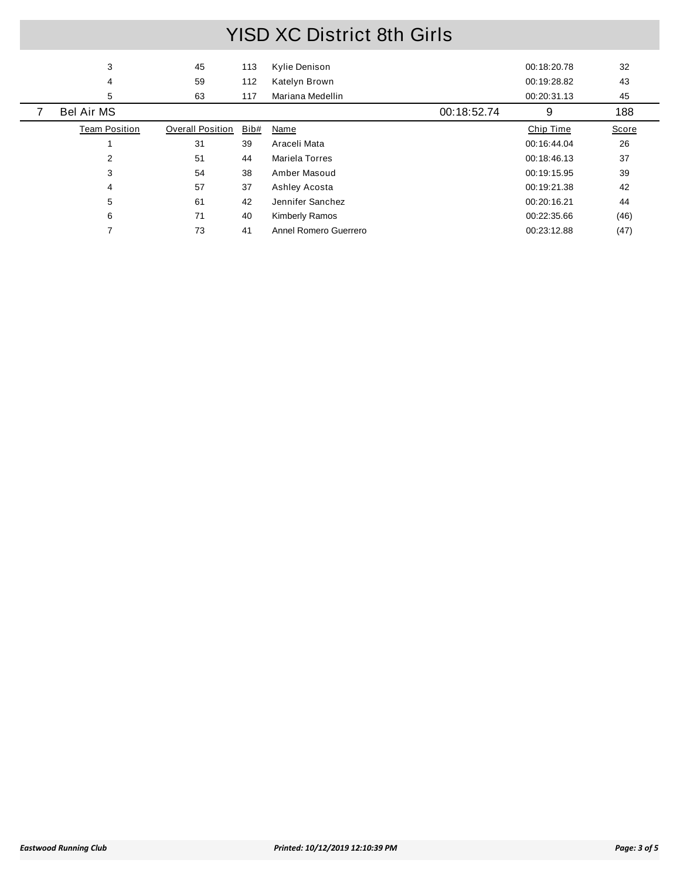# YISD XC District 8th Girls

| Team Position | Overall Position | Bib# | Name | | Chip Time | Score |
|---|---|---|---|---|---|---|
| 3 | 45 | 113 | Kylie Denison | | 00:18:20.78 | 32 |
| 4 | 59 | 112 | Katelyn Brown | | 00:19:28.82 | 43 |
| 5 | 63 | 117 | Mariana Medellin | | 00:20:31.13 | 45 |

| 7 | Bel Air MS | | | 00:18:52.74 | 9 | 188 |
|---|---|---|---|---|---|---|

| Team Position | Overall Position | Bib# | Name | Chip Time | Score |
|---|---|---|---|---|---|
| 1 | 31 | 39 | Araceli Mata | 00:16:44.04 | 26 |
| 2 | 51 | 44 | Mariela Torres | 00:18:46.13 | 37 |
| 3 | 54 | 38 | Amber Masoud | 00:19:15.95 | 39 |
| 4 | 57 | 37 | Ashley Acosta | 00:19:21.38 | 42 |
| 5 | 61 | 42 | Jennifer Sanchez | 00:20:16.21 | 44 |
| 6 | 71 | 40 | Kimberly Ramos | 00:22:35.66 | (46) |
| 7 | 73 | 41 | Annel Romero Guerrero | 00:23:12.88 | (47) |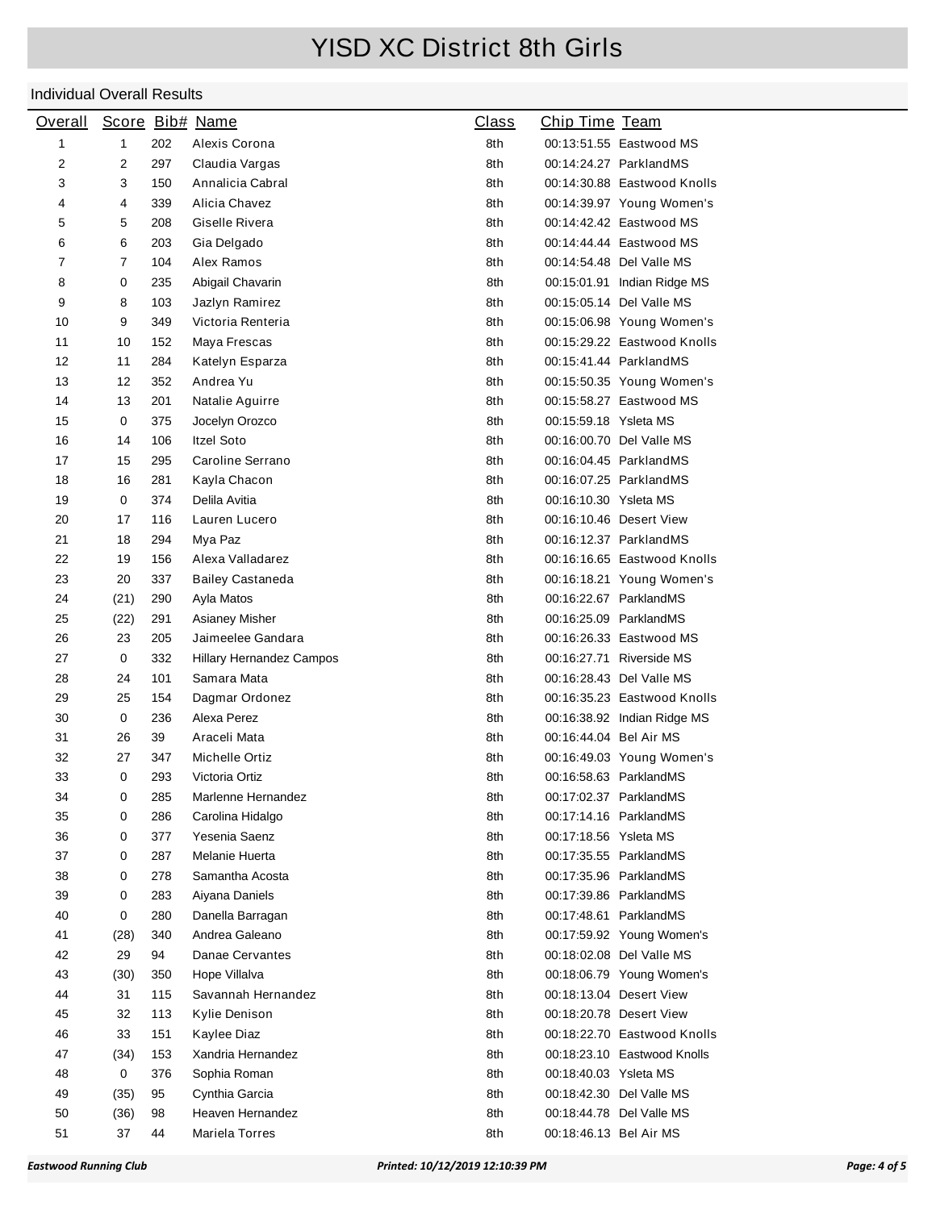# YISD XC District 8th Girls

## Individual Overall Results

| Overall | Score | Bib# | Name | Class | Chip Time | Team |
|---|---|---|---|---|---|---|
| 1 | 1 | 202 | Alexis Corona | 8th | 00:13:51.55 | Eastwood MS |
| 2 | 2 | 297 | Claudia Vargas | 8th | 00:14:24.27 | ParklandMS |
| 3 | 3 | 150 | Annalicia Cabral | 8th | 00:14:30.88 | Eastwood Knolls |
| 4 | 4 | 339 | Alicia Chavez | 8th | 00:14:39.97 | Young Women's |
| 5 | 5 | 208 | Giselle Rivera | 8th | 00:14:42.42 | Eastwood MS |
| 6 | 6 | 203 | Gia Delgado | 8th | 00:14:44.44 | Eastwood MS |
| 7 | 7 | 104 | Alex Ramos | 8th | 00:14:54.48 | Del Valle MS |
| 8 | 0 | 235 | Abigail Chavarin | 8th | 00:15:01.91 | Indian Ridge MS |
| 9 | 8 | 103 | Jazlyn Ramirez | 8th | 00:15:05.14 | Del Valle MS |
| 10 | 9 | 349 | Victoria Renteria | 8th | 00:15:06.98 | Young Women's |
| 11 | 10 | 152 | Maya Frescas | 8th | 00:15:29.22 | Eastwood Knolls |
| 12 | 11 | 284 | Katelyn Esparza | 8th | 00:15:41.44 | ParklandMS |
| 13 | 12 | 352 | Andrea Yu | 8th | 00:15:50.35 | Young Women's |
| 14 | 13 | 201 | Natalie Aguirre | 8th | 00:15:58.27 | Eastwood MS |
| 15 | 0 | 375 | Jocelyn Orozco | 8th | 00:15:59.18 | Ysleta MS |
| 16 | 14 | 106 | Itzel Soto | 8th | 00:16:00.70 | Del Valle MS |
| 17 | 15 | 295 | Caroline Serrano | 8th | 00:16:04.45 | ParklandMS |
| 18 | 16 | 281 | Kayla Chacon | 8th | 00:16:07.25 | ParklandMS |
| 19 | 0 | 374 | Delila Avitia | 8th | 00:16:10.30 | Ysleta MS |
| 20 | 17 | 116 | Lauren Lucero | 8th | 00:16:10.46 | Desert View |
| 21 | 18 | 294 | Mya Paz | 8th | 00:16:12.37 | ParklandMS |
| 22 | 19 | 156 | Alexa Valladarez | 8th | 00:16:16.65 | Eastwood Knolls |
| 23 | 20 | 337 | Bailey Castaneda | 8th | 00:16:18.21 | Young Women's |
| 24 | (21) | 290 | Ayla Matos | 8th | 00:16:22.67 | ParklandMS |
| 25 | (22) | 291 | Asianey Misher | 8th | 00:16:25.09 | ParklandMS |
| 26 | 23 | 205 | Jaimeelee Gandara | 8th | 00:16:26.33 | Eastwood MS |
| 27 | 0 | 332 | Hillary Hernandez Campos | 8th | 00:16:27.71 | Riverside MS |
| 28 | 24 | 101 | Samara Mata | 8th | 00:16:28.43 | Del Valle MS |
| 29 | 25 | 154 | Dagmar Ordonez | 8th | 00:16:35.23 | Eastwood Knolls |
| 30 | 0 | 236 | Alexa Perez | 8th | 00:16:38.92 | Indian Ridge MS |
| 31 | 26 | 39 | Araceli Mata | 8th | 00:16:44.04 | Bel Air MS |
| 32 | 27 | 347 | Michelle Ortiz | 8th | 00:16:49.03 | Young Women's |
| 33 | 0 | 293 | Victoria Ortiz | 8th | 00:16:58.63 | ParklandMS |
| 34 | 0 | 285 | Marlenne Hernandez | 8th | 00:17:02.37 | ParklandMS |
| 35 | 0 | 286 | Carolina Hidalgo | 8th | 00:17:14.16 | ParklandMS |
| 36 | 0 | 377 | Yesenia Saenz | 8th | 00:17:18.56 | Ysleta MS |
| 37 | 0 | 287 | Melanie Huerta | 8th | 00:17:35.55 | ParklandMS |
| 38 | 0 | 278 | Samantha Acosta | 8th | 00:17:35.96 | ParklandMS |
| 39 | 0 | 283 | Aiyana Daniels | 8th | 00:17:39.86 | ParklandMS |
| 40 | 0 | 280 | Danella Barragan | 8th | 00:17:48.61 | ParklandMS |
| 41 | (28) | 340 | Andrea Galeano | 8th | 00:17:59.92 | Young Women's |
| 42 | 29 | 94 | Danae Cervantes | 8th | 00:18:02.08 | Del Valle MS |
| 43 | (30) | 350 | Hope Villalva | 8th | 00:18:06.79 | Young Women's |
| 44 | 31 | 115 | Savannah Hernandez | 8th | 00:18:13.04 | Desert View |
| 45 | 32 | 113 | Kylie Denison | 8th | 00:18:20.78 | Desert View |
| 46 | 33 | 151 | Kaylee Diaz | 8th | 00:18:22.70 | Eastwood Knolls |
| 47 | (34) | 153 | Xandria Hernandez | 8th | 00:18:23.10 | Eastwood Knolls |
| 48 | 0 | 376 | Sophia Roman | 8th | 00:18:40.03 | Ysleta MS |
| 49 | (35) | 95 | Cynthia Garcia | 8th | 00:18:42.30 | Del Valle MS |
| 50 | (36) | 98 | Heaven Hernandez | 8th | 00:18:44.78 | Del Valle MS |
| 51 | 37 | 44 | Mariela Torres | 8th | 00:18:46.13 | Bel Air MS |

*Eastwood Running Club* *Printed: 10/12/2019 12:10:39 PM*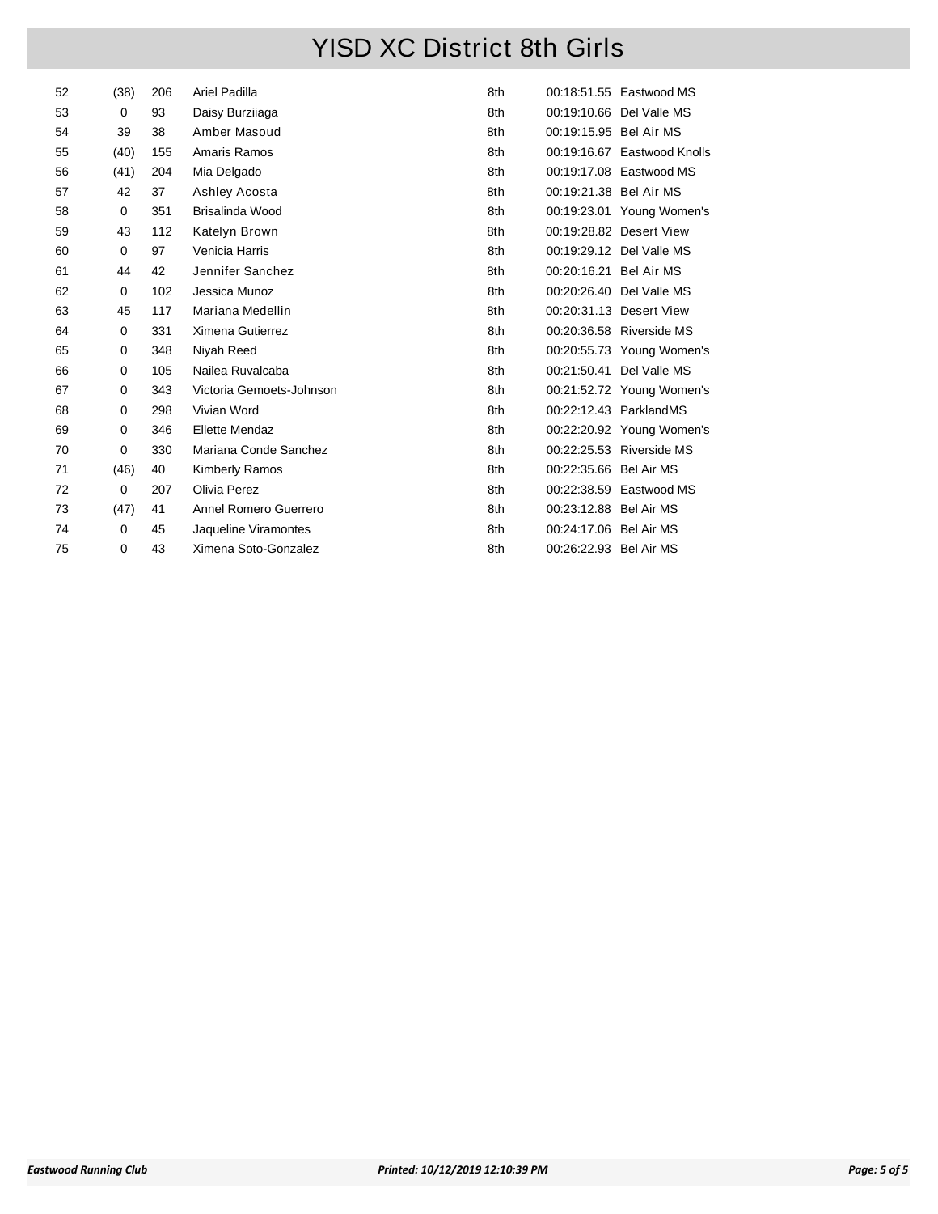# YISD XC District 8th Girls

| | | | | | | |
|---|---|---|---|---|---|---|
| 52 | (38) | 206 | Ariel Padilla | 8th | 00:18:51.55 | Eastwood MS |
| 53 | 0 | 93 | Daisy Burziiaga | 8th | 00:19:10.66 | Del Valle MS |
| 54 | 39 | 38 | Amber Masoud | 8th | 00:19:15.95 | Bel Air MS |
| 55 | (40) | 155 | Amaris Ramos | 8th | 00:19:16.67 | Eastwood Knolls |
| 56 | (41) | 204 | Mia Delgado | 8th | 00:19:17.08 | Eastwood MS |
| 57 | 42 | 37 | Ashley Acosta | 8th | 00:19:21.38 | Bel Air MS |
| 58 | 0 | 351 | Brisalinda Wood | 8th | 00:19:23.01 | Young Women's |
| 59 | 43 | 112 | Katelyn Brown | 8th | 00:19:28.82 | Desert View |
| 60 | 0 | 97 | Venicia Harris | 8th | 00:19:29.12 | Del Valle MS |
| 61 | 44 | 42 | Jennifer Sanchez | 8th | 00:20:16.21 | Bel Air MS |
| 62 | 0 | 102 | Jessica Munoz | 8th | 00:20:26.40 | Del Valle MS |
| 63 | 45 | 117 | Mariana Medellin | 8th | 00:20:31.13 | Desert View |
| 64 | 0 | 331 | Ximena Gutierrez | 8th | 00:20:36.58 | Riverside MS |
| 65 | 0 | 348 | Niyah Reed | 8th | 00:20:55.73 | Young Women's |
| 66 | 0 | 105 | Nailea Ruvalcaba | 8th | 00:21:50.41 | Del Valle MS |
| 67 | 0 | 343 | Victoria Gemoets-Johnson | 8th | 00:21:52.72 | Young Women's |
| 68 | 0 | 298 | Vivian Word | 8th | 00:22:12.43 | ParklandMS |
| 69 | 0 | 346 | Ellette Mendaz | 8th | 00:22:20.92 | Young Women's |
| 70 | 0 | 330 | Mariana Conde Sanchez | 8th | 00:22:25.53 | Riverside MS |
| 71 | (46) | 40 | Kimberly Ramos | 8th | 00:22:35.66 | Bel Air MS |
| 72 | 0 | 207 | Olivia Perez | 8th | 00:22:38.59 | Eastwood MS |
| 73 | (47) | 41 | Annel Romero Guerrero | 8th | 00:23:12.88 | Bel Air MS |
| 74 | 0 | 45 | Jaqueline Viramontes | 8th | 00:24:17.06 | Bel Air MS |
| 75 | 0 | 43 | Ximena Soto-Gonzalez | 8th | 00:26:22.93 | Bel Air MS |

*Eastwood Running Club* *Printed: 10/12/2019 12:10:39 PM*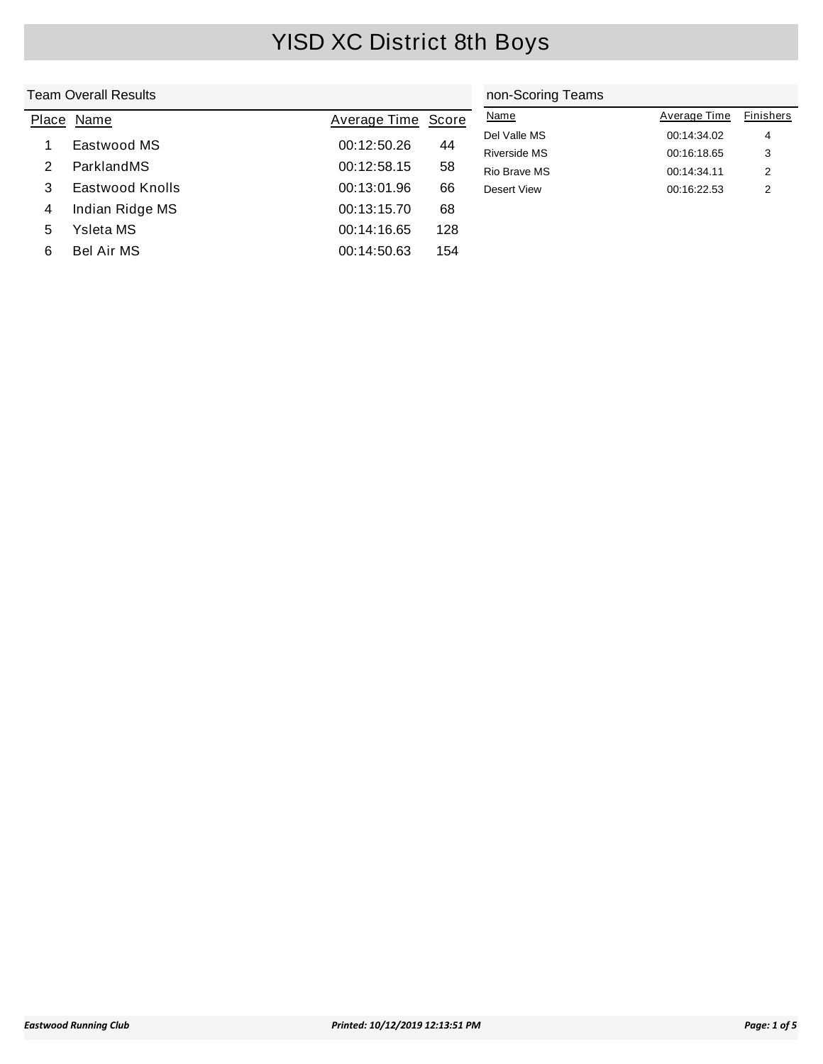# YISD XC District 8th Boys

## Team Overall Results

| Place | Name | Average Time | Score |
|---|---|---|---|
| 1 | Eastwood MS | 00:12:50.26 | 44 |
| 2 | ParklandMS | 00:12:58.15 | 58 |
| 3 | Eastwood Knolls | 00:13:01.96 | 66 |
| 4 | Indian Ridge MS | 00:13:15.70 | 68 |
| 5 | Ysleta MS | 00:14:16.65 | 128 |
| 6 | Bel Air MS | 00:14:50.63 | 154 |

## non-Scoring Teams

| Name | Average Time | Finishers |
|---|---|---|
| Del Valle MS | 00:14:34.02 | 4 |
| Riverside MS | 00:16:18.65 | 3 |
| Rio Brave MS | 00:14:34.11 | 2 |
| Desert View | 00:16:22.53 | 2 |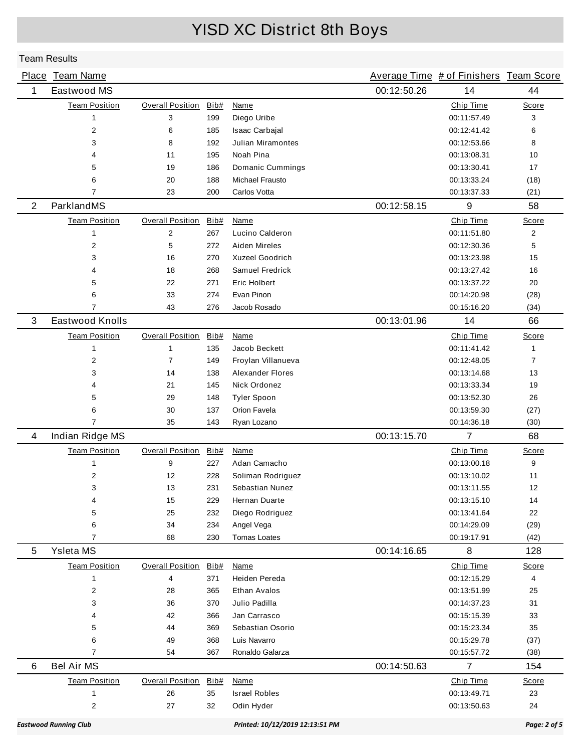# YISD XC District 8th Boys

## Team Results

| Place | Team Name | | | | Average Time | # of Finishers | Team Score |
|---|---|---|---|---|---|---|---|
| 1 | Eastwood MS | | | | 00:12:50.26 | 14 | 44 |
| | Team Position | Overall Position | Bib# | Name | | Chip Time | Score |
| | 1 | 3 | 199 | Diego Uribe | | 00:11:57.49 | 3 |
| | 2 | 6 | 185 | Isaac Carbajal | | 00:12:41.42 | 6 |
| | 3 | 8 | 192 | Julian Miramontes | | 00:12:53.66 | 8 |
| | 4 | 11 | 195 | Noah Pina | | 00:13:08.31 | 10 |
| | 5 | 19 | 186 | Domanic Cummings | | 00:13:30.41 | 17 |
| | 6 | 20 | 188 | Michael Frausto | | 00:13:33.24 | (18) |
| | 7 | 23 | 200 | Carlos Votta | | 00:13:37.33 | (21) |
| 2 | ParklandMS | | | | 00:12:58.15 | 9 | 58 |
| | Team Position | Overall Position | Bib# | Name | | Chip Time | Score |
| | 1 | 2 | 267 | Lucino Calderon | | 00:11:51.80 | 2 |
| | 2 | 5 | 272 | Aiden Mireles | | 00:12:30.36 | 5 |
| | 3 | 16 | 270 | Xuzeel Goodrich | | 00:13:23.98 | 15 |
| | 4 | 18 | 268 | Samuel Fredrick | | 00:13:27.42 | 16 |
| | 5 | 22 | 271 | Eric Holbert | | 00:13:37.22 | 20 |
| | 6 | 33 | 274 | Evan Pinon | | 00:14:20.98 | (28) |
| | 7 | 43 | 276 | Jacob Rosado | | 00:15:16.20 | (34) |
| 3 | Eastwood Knolls | | | | 00:13:01.96 | 14 | 66 |
| | Team Position | Overall Position | Bib# | Name | | Chip Time | Score |
| | 1 | 1 | 135 | Jacob Beckett | | 00:11:41.42 | 1 |
| | 2 | 7 | 149 | Froylan Villanueva | | 00:12:48.05 | 7 |
| | 3 | 14 | 138 | Alexander Flores | | 00:13:14.68 | 13 |
| | 4 | 21 | 145 | Nick Ordonez | | 00:13:33.34 | 19 |
| | 5 | 29 | 148 | Tyler Spoon | | 00:13:52.30 | 26 |
| | 6 | 30 | 137 | Orion Favela | | 00:13:59.30 | (27) |
| | 7 | 35 | 143 | Ryan Lozano | | 00:14:36.18 | (30) |
| 4 | Indian Ridge MS | | | | 00:13:15.70 | 7 | 68 |
| | Team Position | Overall Position | Bib# | Name | | Chip Time | Score |
| | 1 | 9 | 227 | Adan Camacho | | 00:13:00.18 | 9 |
| | 2 | 12 | 228 | Soliman Rodriguez | | 00:13:10.02 | 11 |
| | 3 | 13 | 231 | Sebastian Nunez | | 00:13:11.55 | 12 |
| | 4 | 15 | 229 | Hernan Duarte | | 00:13:15.10 | 14 |
| | 5 | 25 | 232 | Diego Rodriguez | | 00:13:41.64 | 22 |
| | 6 | 34 | 234 | Angel Vega | | 00:14:29.09 | (29) |
| | 7 | 68 | 230 | Tomas Loates | | 00:19:17.91 | (42) |
| 5 | Ysleta MS | | | | 00:14:16.65 | 8 | 128 |
| | Team Position | Overall Position | Bib# | Name | | Chip Time | Score |
| | 1 | 4 | 371 | Heiden Pereda | | 00:12:15.29 | 4 |
| | 2 | 28 | 365 | Ethan Avalos | | 00:13:51.99 | 25 |
| | 3 | 36 | 370 | Julio Padilla | | 00:14:37.23 | 31 |
| | 4 | 42 | 366 | Jan Carrasco | | 00:15:15.39 | 33 |
| | 5 | 44 | 369 | Sebastian Osorio | | 00:15:23.34 | 35 |
| | 6 | 49 | 368 | Luis Navarro | | 00:15:29.78 | (37) |
| | 7 | 54 | 367 | Ronaldo Galarza | | 00:15:57.72 | (38) |
| 6 | Bel Air MS | | | | 00:14:50.63 | 7 | 154 |
| | Team Position | Overall Position | Bib# | Name | | Chip Time | Score |
| | 1 | 26 | 35 | Israel Robles | | 00:13:49.71 | 23 |
| | 2 | 27 | 32 | Odin Hyder | | 00:13:50.63 | 24 |

*Eastwood Running Club* *Printed: 10/12/2019 12:13:51 PM*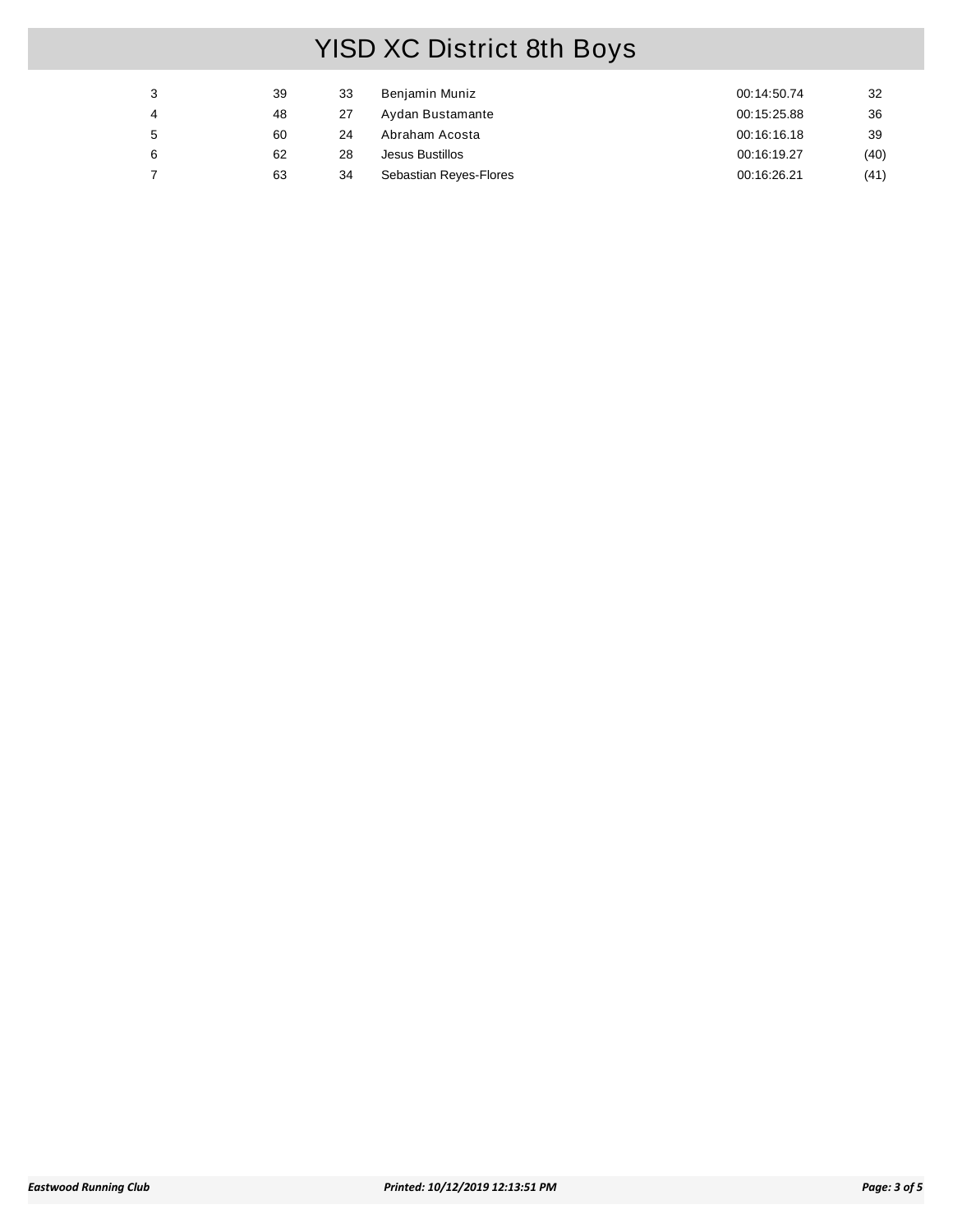# YISD XC District 8th Boys

| | | | | | |
|---|---|---|---|---|---|
| 3 | 39 | 33 | Benjamin Muniz | 00:14:50.74 | 32 |
| 4 | 48 | 27 | Aydan Bustamante | 00:15:25.88 | 36 |
| 5 | 60 | 24 | Abraham Acosta | 00:16:16.18 | 39 |
| 6 | 62 | 28 | Jesus Bustillos | 00:16:19.27 | (40) |
| 7 | 63 | 34 | Sebastian Reyes-Flores | 00:16:26.21 | (41) |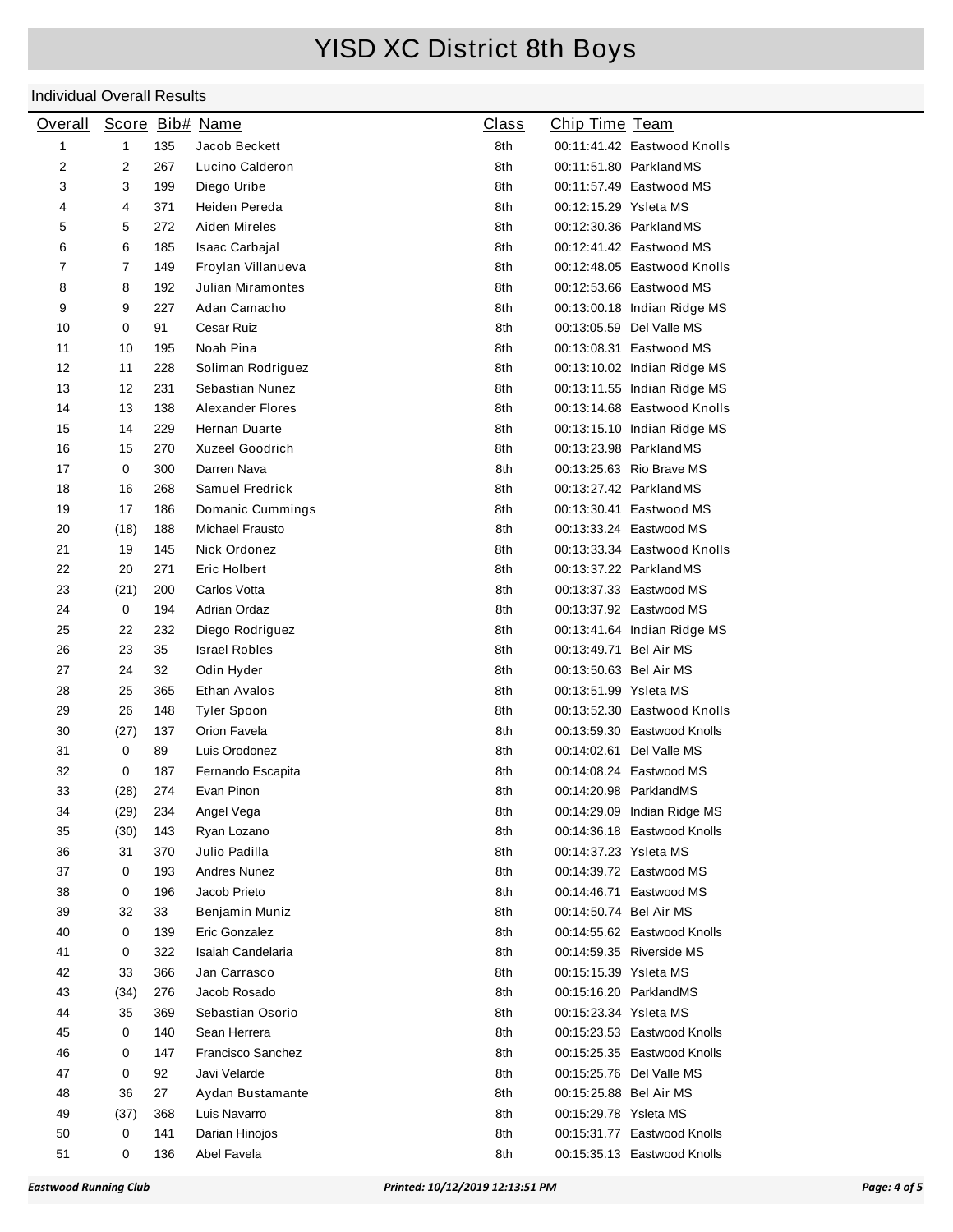# YISD XC District 8th Boys

## Individual Overall Results

| Overall | Score | Bib# | Name | Class | Chip Time | Team |
|---|---|---|---|---|---|---|
| 1 | 1 | 135 | Jacob Beckett | 8th | 00:11:41.42 | Eastwood Knolls |
| 2 | 2 | 267 | Lucino Calderon | 8th | 00:11:51.80 | ParklandMS |
| 3 | 3 | 199 | Diego Uribe | 8th | 00:11:57.49 | Eastwood MS |
| 4 | 4 | 371 | Heiden Pereda | 8th | 00:12:15.29 | Ysleta MS |
| 5 | 5 | 272 | Aiden Mireles | 8th | 00:12:30.36 | ParklandMS |
| 6 | 6 | 185 | Isaac Carbajal | 8th | 00:12:41.42 | Eastwood MS |
| 7 | 7 | 149 | Froylan Villanueva | 8th | 00:12:48.05 | Eastwood Knolls |
| 8 | 8 | 192 | Julian Miramontes | 8th | 00:12:53.66 | Eastwood MS |
| 9 | 9 | 227 | Adan Camacho | 8th | 00:13:00.18 | Indian Ridge MS |
| 10 | 0 | 91 | Cesar Ruiz | 8th | 00:13:05.59 | Del Valle MS |
| 11 | 10 | 195 | Noah Pina | 8th | 00:13:08.31 | Eastwood MS |
| 12 | 11 | 228 | Soliman Rodriguez | 8th | 00:13:10.02 | Indian Ridge MS |
| 13 | 12 | 231 | Sebastian Nunez | 8th | 00:13:11.55 | Indian Ridge MS |
| 14 | 13 | 138 | Alexander Flores | 8th | 00:13:14.68 | Eastwood Knolls |
| 15 | 14 | 229 | Hernan Duarte | 8th | 00:13:15.10 | Indian Ridge MS |
| 16 | 15 | 270 | Xuzeel Goodrich | 8th | 00:13:23.98 | ParklandMS |
| 17 | 0 | 300 | Darren Nava | 8th | 00:13:25.63 | Rio Brave MS |
| 18 | 16 | 268 | Samuel Fredrick | 8th | 00:13:27.42 | ParklandMS |
| 19 | 17 | 186 | Domanic Cummings | 8th | 00:13:30.41 | Eastwood MS |
| 20 | (18) | 188 | Michael Frausto | 8th | 00:13:33.24 | Eastwood MS |
| 21 | 19 | 145 | Nick Ordonez | 8th | 00:13:33.34 | Eastwood Knolls |
| 22 | 20 | 271 | Eric Holbert | 8th | 00:13:37.22 | ParklandMS |
| 23 | (21) | 200 | Carlos Votta | 8th | 00:13:37.33 | Eastwood MS |
| 24 | 0 | 194 | Adrian Ordaz | 8th | 00:13:37.92 | Eastwood MS |
| 25 | 22 | 232 | Diego Rodriguez | 8th | 00:13:41.64 | Indian Ridge MS |
| 26 | 23 | 35 | Israel Robles | 8th | 00:13:49.71 | Bel Air MS |
| 27 | 24 | 32 | Odin Hyder | 8th | 00:13:50.63 | Bel Air MS |
| 28 | 25 | 365 | Ethan Avalos | 8th | 00:13:51.99 | Ysleta MS |
| 29 | 26 | 148 | Tyler Spoon | 8th | 00:13:52.30 | Eastwood Knolls |
| 30 | (27) | 137 | Orion Favela | 8th | 00:13:59.30 | Eastwood Knolls |
| 31 | 0 | 89 | Luis Orodonez | 8th | 00:14:02.61 | Del Valle MS |
| 32 | 0 | 187 | Fernando Escapita | 8th | 00:14:08.24 | Eastwood MS |
| 33 | (28) | 274 | Evan Pinon | 8th | 00:14:20.98 | ParklandMS |
| 34 | (29) | 234 | Angel Vega | 8th | 00:14:29.09 | Indian Ridge MS |
| 35 | (30) | 143 | Ryan Lozano | 8th | 00:14:36.18 | Eastwood Knolls |
| 36 | 31 | 370 | Julio Padilla | 8th | 00:14:37.23 | Ysleta MS |
| 37 | 0 | 193 | Andres Nunez | 8th | 00:14:39.72 | Eastwood MS |
| 38 | 0 | 196 | Jacob Prieto | 8th | 00:14:46.71 | Eastwood MS |
| 39 | 32 | 33 | Benjamin Muniz | 8th | 00:14:50.74 | Bel Air MS |
| 40 | 0 | 139 | Eric Gonzalez | 8th | 00:14:55.62 | Eastwood Knolls |
| 41 | 0 | 322 | Isaiah Candelaria | 8th | 00:14:59.35 | Riverside MS |
| 42 | 33 | 366 | Jan Carrasco | 8th | 00:15:15.39 | Ysleta MS |
| 43 | (34) | 276 | Jacob Rosado | 8th | 00:15:16.20 | ParklandMS |
| 44 | 35 | 369 | Sebastian Osorio | 8th | 00:15:23.34 | Ysleta MS |
| 45 | 0 | 140 | Sean Herrera | 8th | 00:15:23.53 | Eastwood Knolls |
| 46 | 0 | 147 | Francisco Sanchez | 8th | 00:15:25.35 | Eastwood Knolls |
| 47 | 0 | 92 | Javi Velarde | 8th | 00:15:25.76 | Del Valle MS |
| 48 | 36 | 27 | Aydan Bustamante | 8th | 00:15:25.88 | Bel Air MS |
| 49 | (37) | 368 | Luis Navarro | 8th | 00:15:29.78 | Ysleta MS |
| 50 | 0 | 141 | Darian Hinojos | 8th | 00:15:31.77 | Eastwood Knolls |
| 51 | 0 | 136 | Abel Favela | 8th | 00:15:35.13 | Eastwood Knolls |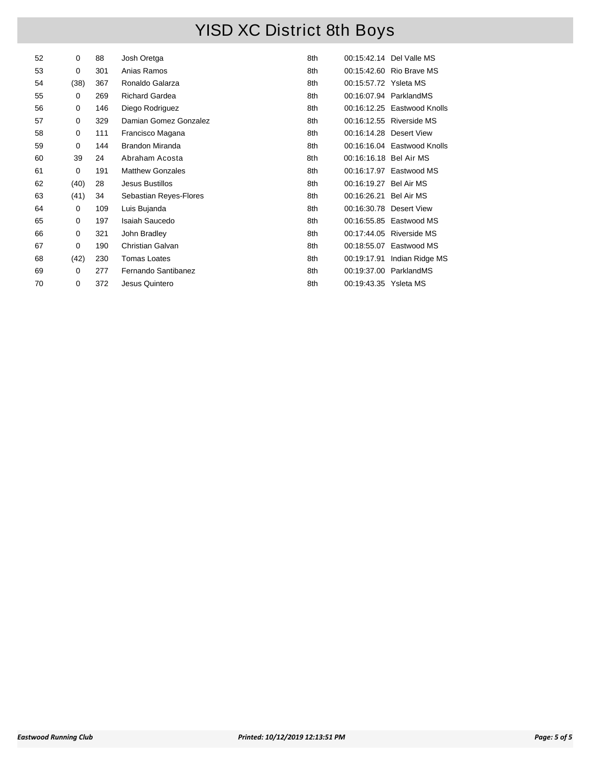# YISD XC District 8th Boys

| | | | | | | |
|---|---|---|---|---|---|---|
| 52 | 0 | 88 | Josh Oretga | 8th | 00:15:42.14 | Del Valle MS |
| 53 | 0 | 301 | Anias Ramos | 8th | 00:15:42.60 | Rio Brave MS |
| 54 | (38) | 367 | Ronaldo Galarza | 8th | 00:15:57.72 | Ysleta MS |
| 55 | 0 | 269 | Richard Gardea | 8th | 00:16:07.94 | ParklandMS |
| 56 | 0 | 146 | Diego Rodriguez | 8th | 00:16:12.25 | Eastwood Knolls |
| 57 | 0 | 329 | Damian Gomez Gonzalez | 8th | 00:16:12.55 | Riverside MS |
| 58 | 0 | 111 | Francisco Magana | 8th | 00:16:14.28 | Desert View |
| 59 | 0 | 144 | Brandon Miranda | 8th | 00:16:16.04 | Eastwood Knolls |
| 60 | 39 | 24 | Abraham Acosta | 8th | 00:16:16.18 | Bel Air MS |
| 61 | 0 | 191 | Matthew Gonzales | 8th | 00:16:17.97 | Eastwood MS |
| 62 | (40) | 28 | Jesus Bustillos | 8th | 00:16:19.27 | Bel Air MS |
| 63 | (41) | 34 | Sebastian Reyes-Flores | 8th | 00:16:26.21 | Bel Air MS |
| 64 | 0 | 109 | Luis Bujanda | 8th | 00:16:30.78 | Desert View |
| 65 | 0 | 197 | Isaiah Saucedo | 8th | 00:16:55.85 | Eastwood MS |
| 66 | 0 | 321 | John Bradley | 8th | 00:17:44.05 | Riverside MS |
| 67 | 0 | 190 | Christian Galvan | 8th | 00:18:55.07 | Eastwood MS |
| 68 | (42) | 230 | Tomas Loates | 8th | 00:19:17.91 | Indian Ridge MS |
| 69 | 0 | 277 | Fernando Santibanez | 8th | 00:19:37.00 | ParklandMS |
| 70 | 0 | 372 | Jesus Quintero | 8th | 00:19:43.35 | Ysleta MS |